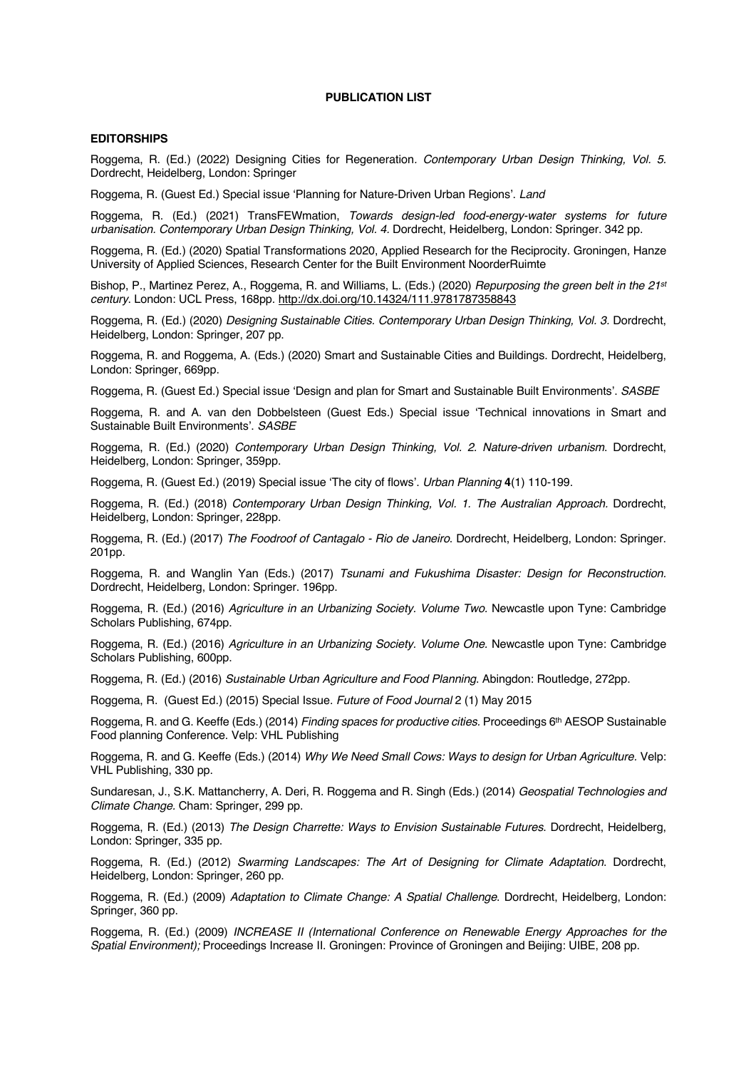# PUBLICATION LIST

## EDITORSHIPS

Roggema, R. (Ed.) (2022) Designing Cities for Regeneration. *Contemporary Urban Design Thinking, Vol. 5.* Dordrecht, Heidelberg, London: Springer

Roggema, R. (Guest Ed.) Special issue 'Planning for Nature-Driven Urban Regions'. *Land*

Roggema, R. (Ed.) (2021) TransFEWmation, *Towards design-led food-energy-water systems for future urbanisation. Contemporary Urban Design Thinking, Vol. 4.* Dordrecht, Heidelberg, London: Springer. 342 pp.

Roggema, R. (Ed.) (2020) Spatial Transformations 2020, Applied Research for the Reciprocity. Groningen, Hanze University of Applied Sciences, Research Center for the Built Environment NoorderRuimte

Bishop, P., Martinez Perez, A., Roggema, R. and Williams, L. (Eds.) (2020) *Repurposing the green belt in the 21st century.* London: UCL Press, 168pp. http://dx.doi.org/10.14324/111.9781787358843

Roggema, R. (Ed.) (2020) *Designing Sustainable Cities. Contemporary Urban Design Thinking, Vol. 3.* Dordrecht, Heidelberg, London: Springer, 207 pp.

Roggema, R. and Roggema, A. (Eds.) (2020) Smart and Sustainable Cities and Buildings. Dordrecht, Heidelberg, London: Springer, 669pp.

Roggema, R. (Guest Ed.) Special issue 'Design and plan for Smart and Sustainable Built Environments'. *SASBE*

Roggema, R. and A. van den Dobbelsteen (Guest Eds.) Special issue 'Technical innovations in Smart and Sustainable Built Environments'. *SASBE*

Roggema, R. (Ed.) (2020) *Contemporary Urban Design Thinking, Vol. 2. Nature-driven urbanism.* Dordrecht, Heidelberg, London: Springer, 359pp.

Roggema, R. (Guest Ed.) (2019) Special issue 'The city of flows'. *Urban Planning* **4**(1) 110-199.

Roggema, R. (Ed.) (2018) *Contemporary Urban Design Thinking, Vol. 1. The Australian Approach.* Dordrecht, Heidelberg, London: Springer, 228pp.

Roggema, R. (Ed.) (2017) *The Foodroof of Cantagalo - Rio de Janeiro.* Dordrecht, Heidelberg, London: Springer. 201pp.

Roggema, R. and Wanglin Yan (Eds.) (2017) *Tsunami and Fukushima Disaster: Design for Reconstruction.* Dordrecht, Heidelberg, London: Springer. 196pp.

Roggema, R. (Ed.) (2016) *Agriculture in an Urbanizing Society. Volume Two.* Newcastle upon Tyne: Cambridge Scholars Publishing, 674pp.

Roggema, R. (Ed.) (2016) *Agriculture in an Urbanizing Society. Volume One.* Newcastle upon Tyne: Cambridge Scholars Publishing, 600pp.

Roggema, R. (Ed.) (2016) *Sustainable Urban Agriculture and Food Planning.* Abingdon: Routledge, 272pp.

Roggema, R. (Guest Ed.) (2015) Special Issue. *Future of Food Journal* 2 (1) May 2015

Roggema, R. and G. Keeffe (Eds.) (2014) *Finding spaces for productive cities.* Proceedings 6th AESOP Sustainable Food planning Conference. Velp: VHL Publishing

Roggema, R. and G. Keeffe (Eds.) (2014) *Why We Need Small Cows: Ways to design for Urban Agriculture.* Velp: VHL Publishing, 330 pp.

Sundaresan, J., S.K. Mattancherry, A. Deri, R. Roggema and R. Singh (Eds.) (2014) *Geospatial Technologies and Climate Change.* Cham: Springer, 299 pp.

Roggema, R. (Ed.) (2013) *The Design Charrette: Ways to Envision Sustainable Futures.* Dordrecht, Heidelberg, London: Springer, 335 pp.

Roggema, R. (Ed.) (2012) *Swarming Landscapes: The Art of Designing for Climate Adaptation.* Dordrecht, Heidelberg, London: Springer, 260 pp.

Roggema, R. (Ed.) (2009) *Adaptation to Climate Change: A Spatial Challenge.* Dordrecht, Heidelberg, London: Springer, 360 pp.

Roggema, R. (Ed.) (2009) *INCREASE II (International Conference on Renewable Energy Approaches for the Spatial Environment);* Proceedings Increase II. Groningen: Province of Groningen and Beijing: UIBE, 208 pp.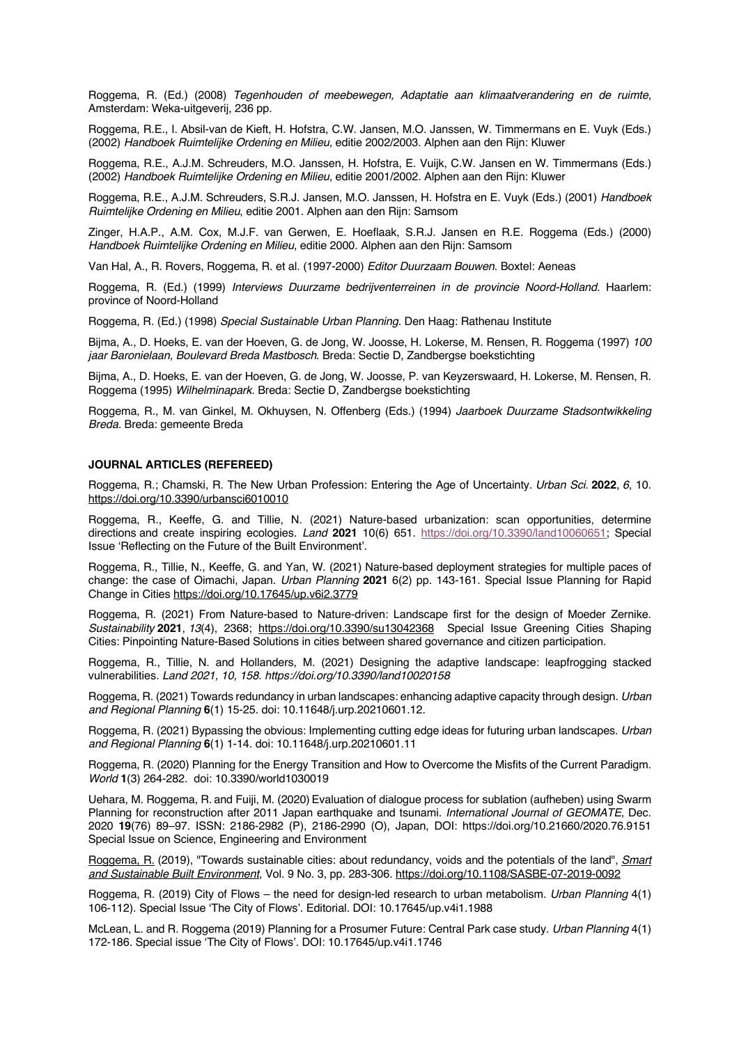Roggema, R. (Ed.) (2008) *Tegenhouden of meebewegen, Adaptatie aan klimaatverandering en de ruimte,* Amsterdam: Weka-uitgeverij, 236 pp.

Roggema, R.E., I. Absil-van de Kieft, H. Hofstra, C.W. Jansen, M.O. Janssen, W. Timmermans en E. Vuyk (Eds.) (2002) *Handboek Ruimtelijke Ordening en Milieu*, editie 2002/2003. Alphen aan den Rijn: Kluwer

Roggema, R.E., A.J.M. Schreuders, M.O. Janssen, H. Hofstra, E. Vuijk, C.W. Jansen en W. Timmermans (Eds.) (2002) *Handboek Ruimtelijke Ordening en Milieu*, editie 2001/2002. Alphen aan den Rijn: Kluwer

Roggema, R.E., A.J.M. Schreuders, S.R.J. Jansen, M.O. Janssen, H. Hofstra en E. Vuyk (Eds.) (2001) *Handboek Ruimtelijke Ordening en Milieu*, editie 2001. Alphen aan den Rijn: Samsom

Zinger, H.A.P., A.M. Cox, M.J.F. van Gerwen, E. Hoeflaak, S.R.J. Jansen en R.E. Roggema (Eds.) (2000) *Handboek Ruimtelijke Ordening en Milieu*, editie 2000. Alphen aan den Rijn: Samsom

Van Hal, A., R. Rovers, Roggema, R. et al. (1997-2000) *Editor Duurzaam Bouwen*. Boxtel: Aeneas

Roggema, R. (Ed.) (1999) *Interviews Duurzame bedrijventerreinen in de provincie Noord-Holland.* Haarlem: province of Noord-Holland

Roggema, R. (Ed.) (1998) *Special Sustainable Urban Planning*. Den Haag: Rathenau Institute

Bijma, A., D. Hoeks, E. van der Hoeven, G. de Jong, W. Joosse, H. Lokerse, M. Rensen, R. Roggema (1997) *100 jaar Baronielaan, Boulevard Breda Mastbosch*. Breda: Sectie D, Zandbergse boekstichting

Bijma, A., D. Hoeks, E. van der Hoeven, G. de Jong, W. Joosse, P. van Keyzerswaard, H. Lokerse, M. Rensen, R. Roggema (1995) *Wilhelminapark.* Breda: Sectie D, Zandbergse boekstichting

Roggema, R., M. van Ginkel, M. Okhuysen, N. Offenberg (Eds.) (1994) *Jaarboek Duurzame Stadsontwikkeling Breda.* Breda: gemeente Breda

**JOURNAL ARTICLES (REFEREED)**

Roggema, R.; Chamski, R. The New Urban Profession: Entering the Age of Uncertainty. *Urban Sci.* **2022**, *6*, 10. https://doi.org/10.3390/urbansci6010010

Roggema, R., Keeffe, G. and Tillie, N. (2021) Nature-based urbanization: scan opportunities, determine directions and create inspiring ecologies. *Land* **2021** 10(6) 651. https://doi.org/10.3390/land10060651; Special Issue 'Reflecting on the Future of the Built Environment'.

Roggema, R., Tillie, N., Keeffe, G. and Yan, W. (2021) Nature-based deployment strategies for multiple paces of change: the case of Oimachi, Japan. *Urban Planning* **2021** 6(2) pp. 143-161. Special Issue Planning for Rapid Change in Cities https://doi.org/10.17645/up.v6i2.3779

Roggema, R. (2021) From Nature-based to Nature-driven: Landscape first for the design of Moeder Zernike. *Sustainability* **2021**, *13*(4), 2368; https://doi.org/10.3390/su13042368 Special Issue Greening Cities Shaping Cities: Pinpointing Nature-Based Solutions in cities between shared governance and citizen participation.

Roggema, R., Tillie, N. and Hollanders, M. (2021) Designing the adaptive landscape: leapfrogging stacked vulnerabilities. *Land 2021, 10, 158. https://doi.org/10.3390/land10020158*

Roggema, R. (2021) Towards redundancy in urban landscapes: enhancing adaptive capacity through design. *Urban and Regional Planning* **6**(1) 15-25. doi: 10.11648/j.urp.20210601.12.

Roggema, R. (2021) Bypassing the obvious: Implementing cutting edge ideas for futuring urban landscapes. *Urban and Regional Planning* **6**(1) 1-14. doi: 10.11648/j.urp.20210601.11

Roggema, R. (2020) Planning for the Energy Transition and How to Overcome the Misfits of the Current Paradigm. *World* **1**(3) 264-282. doi: 10.3390/world1030019

Uehara, M. Roggema, R. and Fuiji, M. (2020) Evaluation of dialogue process for sublation (aufheben) using Swarm Planning for reconstruction after 2011 Japan earthquake and tsunami. *International Journal of GEOMATE*, Dec. 2020 **19**(76) 89–97. ISSN: 2186-2982 (P), 2186-2990 (O), Japan, DOI: https://doi.org/10.21660/2020.76.9151 Special Issue on Science, Engineering and Environment

Roggema, R. (2019), "Towards sustainable cities: about redundancy, voids and the potentials of the land", *Smart and Sustainable Built Environment*, Vol. 9 No. 3, pp. 283-306. https://doi.org/10.1108/SASBE-07-2019-0092

Roggema, R. (2019) City of Flows – the need for design-led research to urban metabolism. *Urban Planning* 4(1) 106-112). Special Issue 'The City of Flows'. Editorial. DOI: 10.17645/up.v4i1.1988

McLean, L. and R. Roggema (2019) Planning for a Prosumer Future: Central Park case study. *Urban Planning* 4(1) 172-186. Special issue 'The City of Flows'. DOI: 10.17645/up.v4i1.1746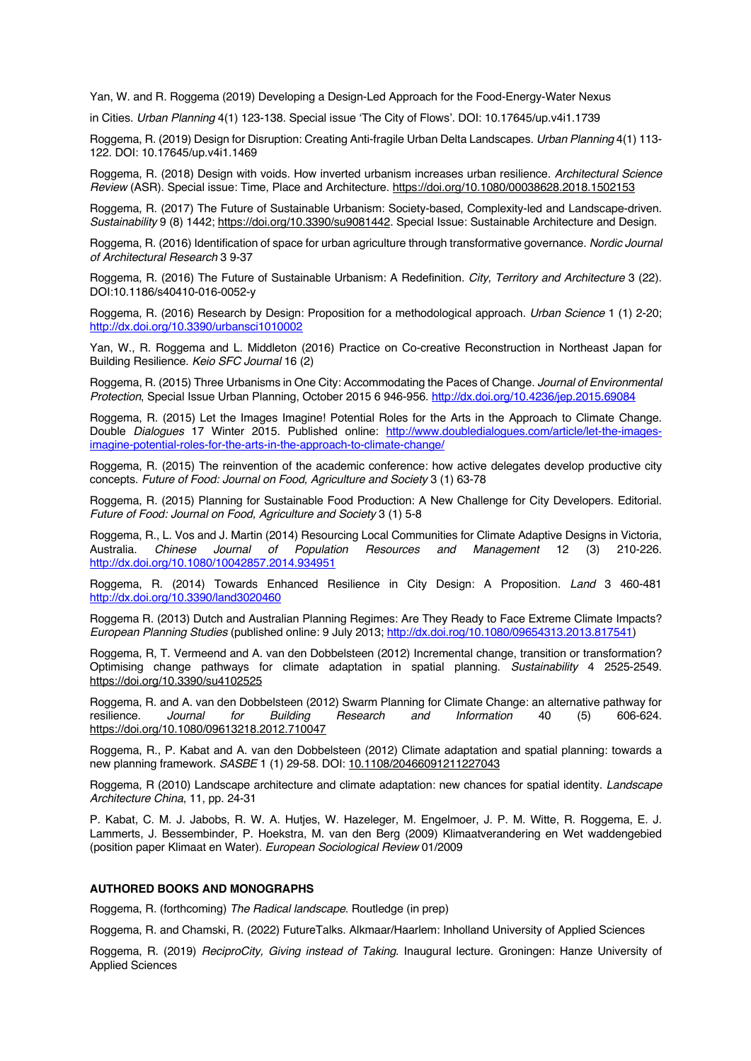Yan, W. and R. Roggema (2019) Developing a Design-Led Approach for the Food-Energy-Water Nexus in Cities. *Urban Planning* 4(1) 123-138. Special issue 'The City of Flows'. DOI: 10.17645/up.v4i1.1739

Roggema, R. (2019) Design for Disruption: Creating Anti-fragile Urban Delta Landscapes. *Urban Planning* 4(1) 113-122. DOI: 10.17645/up.v4i1.1469

Roggema, R. (2018) Design with voids. How inverted urbanism increases urban resilience. *Architectural Science Review* (ASR). Special issue: Time, Place and Architecture. https://doi.org/10.1080/00038628.2018.1502153

Roggema, R. (2017) The Future of Sustainable Urbanism: Society-based, Complexity-led and Landscape-driven. *Sustainability* 9 (8) 1442; https://doi.org/10.3390/su9081442. Special Issue: Sustainable Architecture and Design.

Roggema, R. (2016) Identification of space for urban agriculture through transformative governance. *Nordic Journal of Architectural Research* 3 9-37

Roggema, R. (2016) The Future of Sustainable Urbanism: A Redefinition. *City, Territory and Architecture* 3 (22). DOI:10.1186/s40410-016-0052-y

Roggema, R. (2016) Research by Design: Proposition for a methodological approach. *Urban Science* 1 (1) 2-20; http://dx.doi.org/10.3390/urbansci1010002

Yan, W., R. Roggema and L. Middleton (2016) Practice on Co-creative Reconstruction in Northeast Japan for Building Resilience. *Keio SFC Journal* 16 (2)

Roggema, R. (2015) Three Urbanisms in One City: Accommodating the Paces of Change. *Journal of Environmental Protection*, Special Issue Urban Planning, October 2015 6 946-956. http://dx.doi.org/10.4236/jep.2015.69084

Roggema, R. (2015) Let the Images Imagine! Potential Roles for the Arts in the Approach to Climate Change. Double *Dialogues* 17 Winter 2015. Published online: http://www.doubledialogues.com/article/let-the-images-imagine-potential-roles-for-the-arts-in-the-approach-to-climate-change/

Roggema, R. (2015) The reinvention of the academic conference: how active delegates develop productive city concepts. *Future of Food: Journal on Food, Agriculture and Society* 3 (1) 63-78

Roggema, R. (2015) Planning for Sustainable Food Production: A New Challenge for City Developers. Editorial. *Future of Food: Journal on Food, Agriculture and Society* 3 (1) 5-8

Roggema, R., L. Vos and J. Martin (2014) Resourcing Local Communities for Climate Adaptive Designs in Victoria, Australia. *Chinese Journal of Population Resources and Management* 12 (3) 210-226. http://dx.doi.org/10.1080/10042857.2014.934951

Roggema, R. (2014) Towards Enhanced Resilience in City Design: A Proposition. *Land* 3 460-481 http://dx.doi.org/10.3390/land3020460

Roggema R. (2013) Dutch and Australian Planning Regimes: Are They Ready to Face Extreme Climate Impacts? *European Planning Studies* (published online: 9 July 2013; http://dx.doi.rog/10.1080/09654313.2013.817541)

Roggema, R, T. Vermeend and A. van den Dobbelsteen (2012) Incremental change, transition or transformation? Optimising change pathways for climate adaptation in spatial planning. *Sustainability* 4 2525-2549. https://doi.org/10.3390/su4102525

Roggema, R. and A. van den Dobbelsteen (2012) Swarm Planning for Climate Change: an alternative pathway for resilience. *Journal for Building Research and Information* 40 (5) 606-624. https://doi.org/10.1080/09613218.2012.710047

Roggema, R., P. Kabat and A. van den Dobbelsteen (2012) Climate adaptation and spatial planning: towards a new planning framework. *SASBE* 1 (1) 29-58. DOI: 10.1108/20466091211227043

Roggema, R (2010) Landscape architecture and climate adaptation: new chances for spatial identity. *Landscape Architecture China*, 11, pp. 24-31

P. Kabat, C. M. J. Jabobs, R. W. A. Hutjes, W. Hazeleger, M. Engelmoer, J. P. M. Witte, R. Roggema, E. J. Lammerts, J. Bessembinder, P. Hoekstra, M. van den Berg (2009) Klimaatverandering en Wet waddengebied (position paper Klimaat en Water). *European Sociological Review* 01/2009

**AUTHORED BOOKS AND MONOGRAPHS**

Roggema, R. (forthcoming) *The Radical landscape*. Routledge (in prep)

Roggema, R. and Chamski, R. (2022) FutureTalks. Alkmaar/Haarlem: Inholland University of Applied Sciences

Roggema, R. (2019) *ReciproCity, Giving instead of Taking*. Inaugural lecture. Groningen: Hanze University of Applied Sciences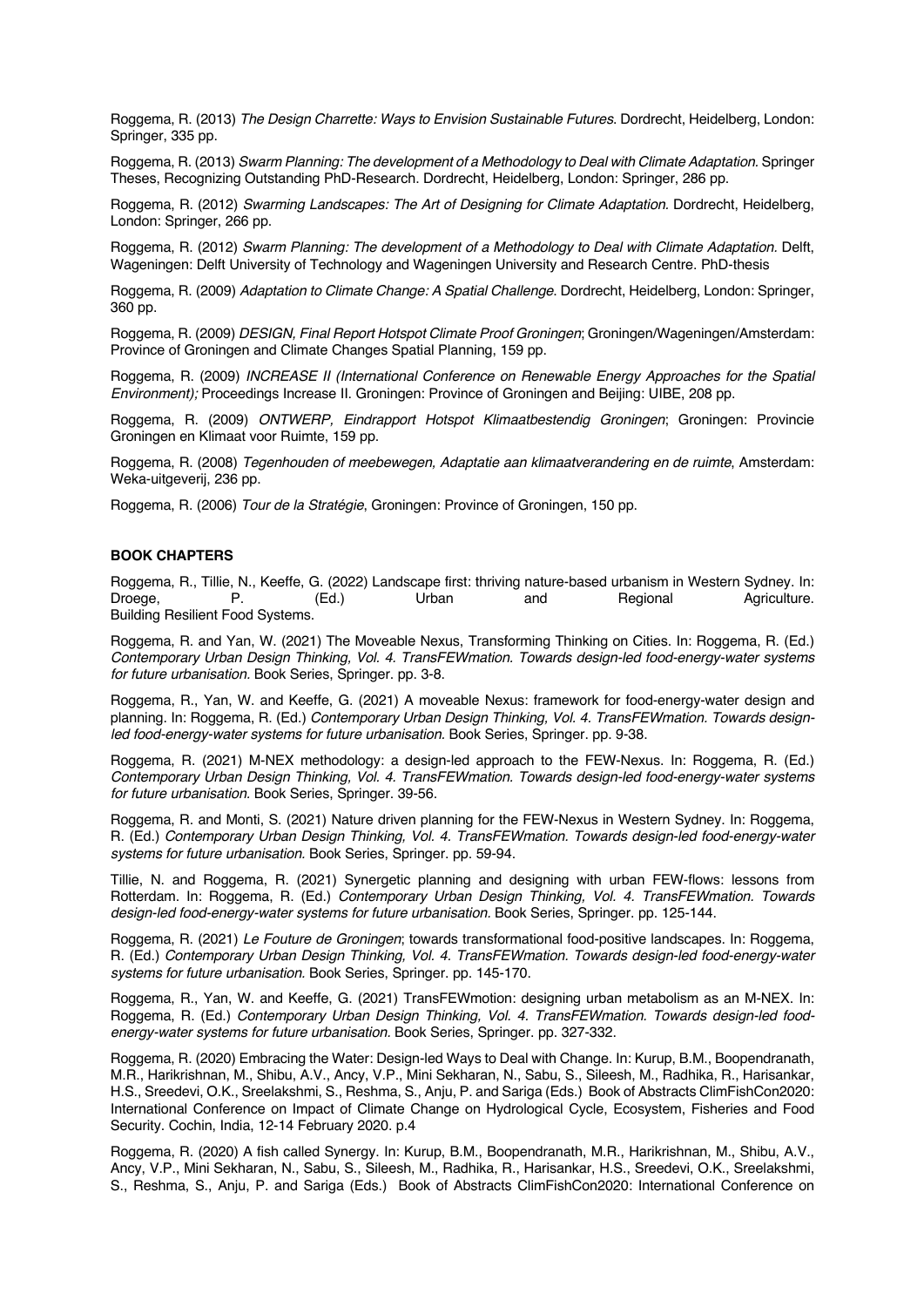Roggema, R. (2013) *The Design Charrette: Ways to Envision Sustainable Futures*. Dordrecht, Heidelberg, London: Springer, 335 pp.

Roggema, R. (2013) *Swarm Planning: The development of a Methodology to Deal with Climate Adaptation*. Springer Theses, Recognizing Outstanding PhD-Research. Dordrecht, Heidelberg, London: Springer, 286 pp.

Roggema, R. (2012) *Swarming Landscapes: The Art of Designing for Climate Adaptation*. Dordrecht, Heidelberg, London: Springer, 266 pp.

Roggema, R. (2012) *Swarm Planning: The development of a Methodology to Deal with Climate Adaptation.* Delft, Wageningen: Delft University of Technology and Wageningen University and Research Centre. PhD-thesis

Roggema, R. (2009) *Adaptation to Climate Change: A Spatial Challenge*. Dordrecht, Heidelberg, London: Springer, 360 pp.

Roggema, R. (2009) *DESIGN, Final Report Hotspot Climate Proof Groningen*; Groningen/Wageningen/Amsterdam: Province of Groningen and Climate Changes Spatial Planning, 159 pp.

Roggema, R. (2009) *INCREASE II (International Conference on Renewable Energy Approaches for the Spatial Environment);* Proceedings Increase II. Groningen: Province of Groningen and Beijing: UIBE, 208 pp.

Roggema, R. (2009) *ONTWERP, Eindrapport Hotspot Klimaatbestendig Groningen*; Groningen: Provincie Groningen en Klimaat voor Ruimte, 159 pp.

Roggema, R. (2008) *Tegenhouden of meebewegen, Adaptatie aan klimaatverandering en de ruimte*, Amsterdam: Weka-uitgeverij, 236 pp.

Roggema, R. (2006) *Tour de la Stratégie*, Groningen: Province of Groningen, 150 pp.

## BOOK CHAPTERS

Roggema, R., Tillie, N., Keeffe, G. (2022) Landscape first: thriving nature-based urbanism in Western Sydney. In: Droege, P. (Ed.) Urban and Regional Agriculture. Building Resilient Food Systems.

Roggema, R. and Yan, W. (2021) The Moveable Nexus, Transforming Thinking on Cities. In: Roggema, R. (Ed.) *Contemporary Urban Design Thinking, Vol. 4. TransFEWmation. Towards design-led food-energy-water systems for future urbanisation.* Book Series, Springer. pp. 3-8.

Roggema, R., Yan, W. and Keeffe, G. (2021) A moveable Nexus: framework for food-energy-water design and planning. In: Roggema, R. (Ed.) *Contemporary Urban Design Thinking, Vol. 4. TransFEWmation. Towards design-led food-energy-water systems for future urbanisation*. Book Series, Springer. pp. 9-38.

Roggema, R. (2021) M-NEX methodology: a design-led approach to the FEW-Nexus. In: Roggema, R. (Ed.) *Contemporary Urban Design Thinking, Vol. 4. TransFEWmation. Towards design-led food-energy-water systems for future urbanisation.* Book Series, Springer. 39-56.

Roggema, R. and Monti, S. (2021) Nature driven planning for the FEW-Nexus in Western Sydney. In: Roggema, R. (Ed.) *Contemporary Urban Design Thinking, Vol. 4. TransFEWmation. Towards design-led food-energy-water systems for future urbanisation.* Book Series, Springer. pp. 59-94.

Tillie, N. and Roggema, R. (2021) Synergetic planning and designing with urban FEW-flows: lessons from Rotterdam. In: Roggema, R. (Ed.) *Contemporary Urban Design Thinking, Vol. 4. TransFEWmation. Towards design-led food-energy-water systems for future urbanisation*. Book Series, Springer. pp. 125-144.

Roggema, R. (2021) *Le Fouture de Groningen*; towards transformational food-positive landscapes. In: Roggema, R. (Ed.) *Contemporary Urban Design Thinking, Vol. 4. TransFEWmation. Towards design-led food-energy-water systems for future urbanisation.* Book Series, Springer. pp. 145-170.

Roggema, R., Yan, W. and Keeffe, G. (2021) TransFEWmotion: designing urban metabolism as an M-NEX. In: Roggema, R. (Ed.) *Contemporary Urban Design Thinking, Vol. 4. TransFEWmation. Towards design-led food-energy-water systems for future urbanisation.* Book Series, Springer. pp. 327-332.

Roggema, R. (2020) Embracing the Water: Design-led Ways to Deal with Change. In: Kurup, B.M., Boopendranath, M.R., Harikrishnan, M., Shibu, A.V., Ancy, V.P., Mini Sekharan, N., Sabu, S., Sileesh, M., Radhika, R., Harisankar, H.S., Sreedevi, O.K., Sreelakshmi, S., Reshma, S., Anju, P. and Sariga (Eds.) Book of Abstracts ClimFishCon2020: International Conference on Impact of Climate Change on Hydrological Cycle, Ecosystem, Fisheries and Food Security. Cochin, India, 12-14 February 2020. p.4

Roggema, R. (2020) A fish called Synergy. In: Kurup, B.M., Boopendranath, M.R., Harikrishnan, M., Shibu, A.V., Ancy, V.P., Mini Sekharan, N., Sabu, S., Sileesh, M., Radhika, R., Harisankar, H.S., Sreedevi, O.K., Sreelakshmi, S., Reshma, S., Anju, P. and Sariga (Eds.) Book of Abstracts ClimFishCon2020: International Conference on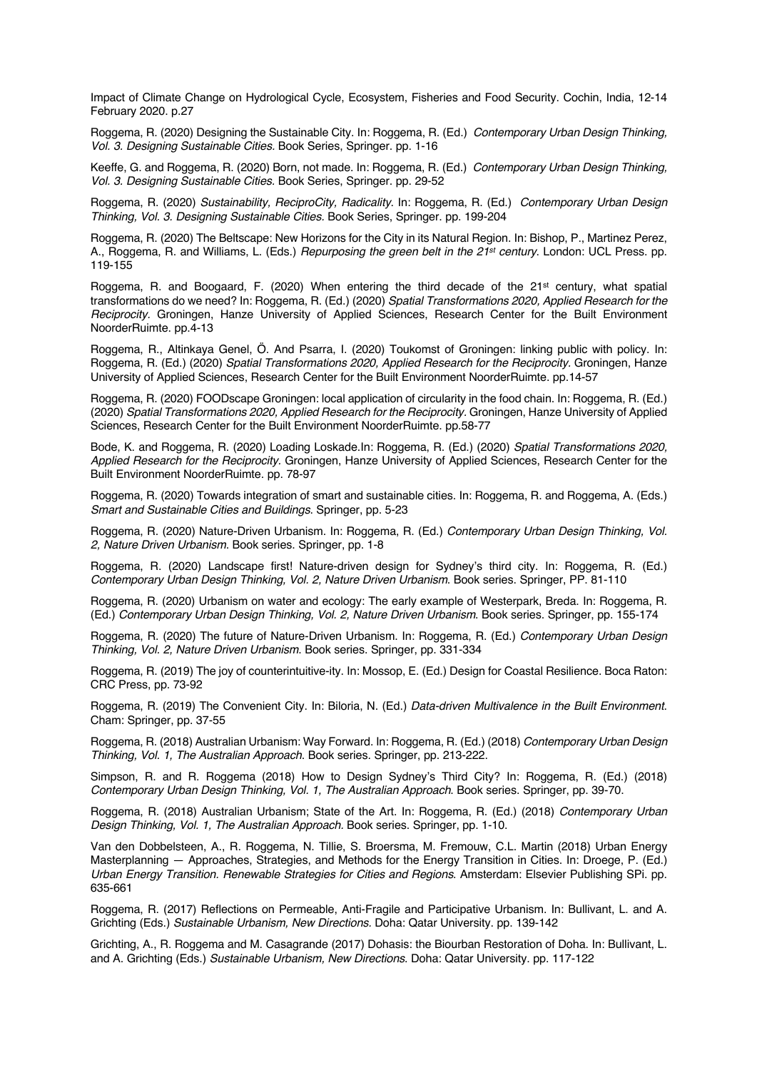Impact of Climate Change on Hydrological Cycle, Ecosystem, Fisheries and Food Security. Cochin, India, 12-14 February 2020. p.27

Roggema, R. (2020) Designing the Sustainable City. In: Roggema, R. (Ed.) *Contemporary Urban Design Thinking, Vol. 3. Designing Sustainable Cities.* Book Series, Springer. pp. 1-16

Keeffe, G. and Roggema, R. (2020) Born, not made. In: Roggema, R. (Ed.) *Contemporary Urban Design Thinking, Vol. 3. Designing Sustainable Cities.* Book Series, Springer. pp. 29-52

Roggema, R. (2020) *Sustainability, ReciproCity, Radicality*. In: Roggema, R. (Ed.) *Contemporary Urban Design Thinking, Vol. 3. Designing Sustainable Cities.* Book Series, Springer. pp. 199-204

Roggema, R. (2020) The Beltscape: New Horizons for the City in its Natural Region. In: Bishop, P., Martinez Perez, A., Roggema, R. and Williams, L. (Eds.) *Repurposing the green belt in the 21st century*. London: UCL Press. pp. 119-155

Roggema, R. and Boogaard, F. (2020) When entering the third decade of the 21st century, what spatial transformations do we need? In: Roggema, R. (Ed.) (2020) *Spatial Transformations 2020, Applied Research for the Reciprocity.* Groningen, Hanze University of Applied Sciences, Research Center for the Built Environment NoorderRuimte. pp.4-13

Roggema, R., Altinkaya Genel, Ö. And Psarra, I. (2020) Toukomst of Groningen: linking public with policy. In: Roggema, R. (Ed.) (2020) *Spatial Transformations 2020, Applied Research for the Reciprocity.* Groningen, Hanze University of Applied Sciences, Research Center for the Built Environment NoorderRuimte. pp.14-57

Roggema, R. (2020) FOODscape Groningen: local application of circularity in the food chain. In: Roggema, R. (Ed.) (2020) *Spatial Transformations 2020, Applied Research for the Reciprocity.* Groningen, Hanze University of Applied Sciences, Research Center for the Built Environment NoorderRuimte. pp.58-77

Bode, K. and Roggema, R. (2020) Loading Loskade.In: Roggema, R. (Ed.) (2020) *Spatial Transformations 2020, Applied Research for the Reciprocity.* Groningen, Hanze University of Applied Sciences, Research Center for the Built Environment NoorderRuimte. pp. 78-97

Roggema, R. (2020) Towards integration of smart and sustainable cities. In: Roggema, R. and Roggema, A. (Eds.) *Smart and Sustainable Cities and Buildings*. Springer, pp. 5-23

Roggema, R. (2020) Nature-Driven Urbanism. In: Roggema, R. (Ed.) *Contemporary Urban Design Thinking, Vol. 2, Nature Driven Urbanism*. Book series. Springer, pp. 1-8

Roggema, R. (2020) Landscape first! Nature-driven design for Sydney's third city. In: Roggema, R. (Ed.) *Contemporary Urban Design Thinking, Vol. 2, Nature Driven Urbanism*. Book series. Springer, PP. 81-110

Roggema, R. (2020) Urbanism on water and ecology: The early example of Westerpark, Breda. In: Roggema, R. (Ed.) *Contemporary Urban Design Thinking, Vol. 2, Nature Driven Urbanism*. Book series. Springer, pp. 155-174

Roggema, R. (2020) The future of Nature-Driven Urbanism. In: Roggema, R. (Ed.) *Contemporary Urban Design Thinking, Vol. 2, Nature Driven Urbanism*. Book series. Springer, pp. 331-334

Roggema, R. (2019) The joy of counterintuitive-ity. In: Mossop, E. (Ed.) Design for Coastal Resilience. Boca Raton: CRC Press, pp. 73-92

Roggema, R. (2019) The Convenient City. In: Biloria, N. (Ed.) *Data-driven Multivalence in the Built Environment*. Cham: Springer, pp. 37-55

Roggema, R. (2018) Australian Urbanism: Way Forward. In: Roggema, R. (Ed.) (2018) *Contemporary Urban Design Thinking, Vol. 1, The Australian Approach*. Book series. Springer, pp. 213-222.

Simpson, R. and R. Roggema (2018) How to Design Sydney's Third City? In: Roggema, R. (Ed.) (2018) *Contemporary Urban Design Thinking, Vol. 1, The Australian Approach*. Book series. Springer, pp. 39-70.

Roggema, R. (2018) Australian Urbanism; State of the Art. In: Roggema, R. (Ed.) (2018) *Contemporary Urban Design Thinking, Vol. 1, The Australian Approach*. Book series. Springer, pp. 1-10.

Van den Dobbelsteen, A., R. Roggema, N. Tillie, S. Broersma, M. Fremouw, C.L. Martin (2018) Urban Energy Masterplanning — Approaches, Strategies, and Methods for the Energy Transition in Cities. In: Droege, P. (Ed.) *Urban Energy Transition. Renewable Strategies for Cities and Regions*. Amsterdam: Elsevier Publishing SPi. pp. 635-661

Roggema, R. (2017) Reflections on Permeable, Anti-Fragile and Participative Urbanism. In: Bullivant, L. and A. Grichting (Eds.) *Sustainable Urbanism, New Directions*. Doha: Qatar University. pp. 139-142

Grichting, A., R. Roggema and M. Casagrande (2017) Dohasis: the Biourban Restoration of Doha. In: Bullivant, L. and A. Grichting (Eds.) *Sustainable Urbanism, New Directions*. Doha: Qatar University. pp. 117-122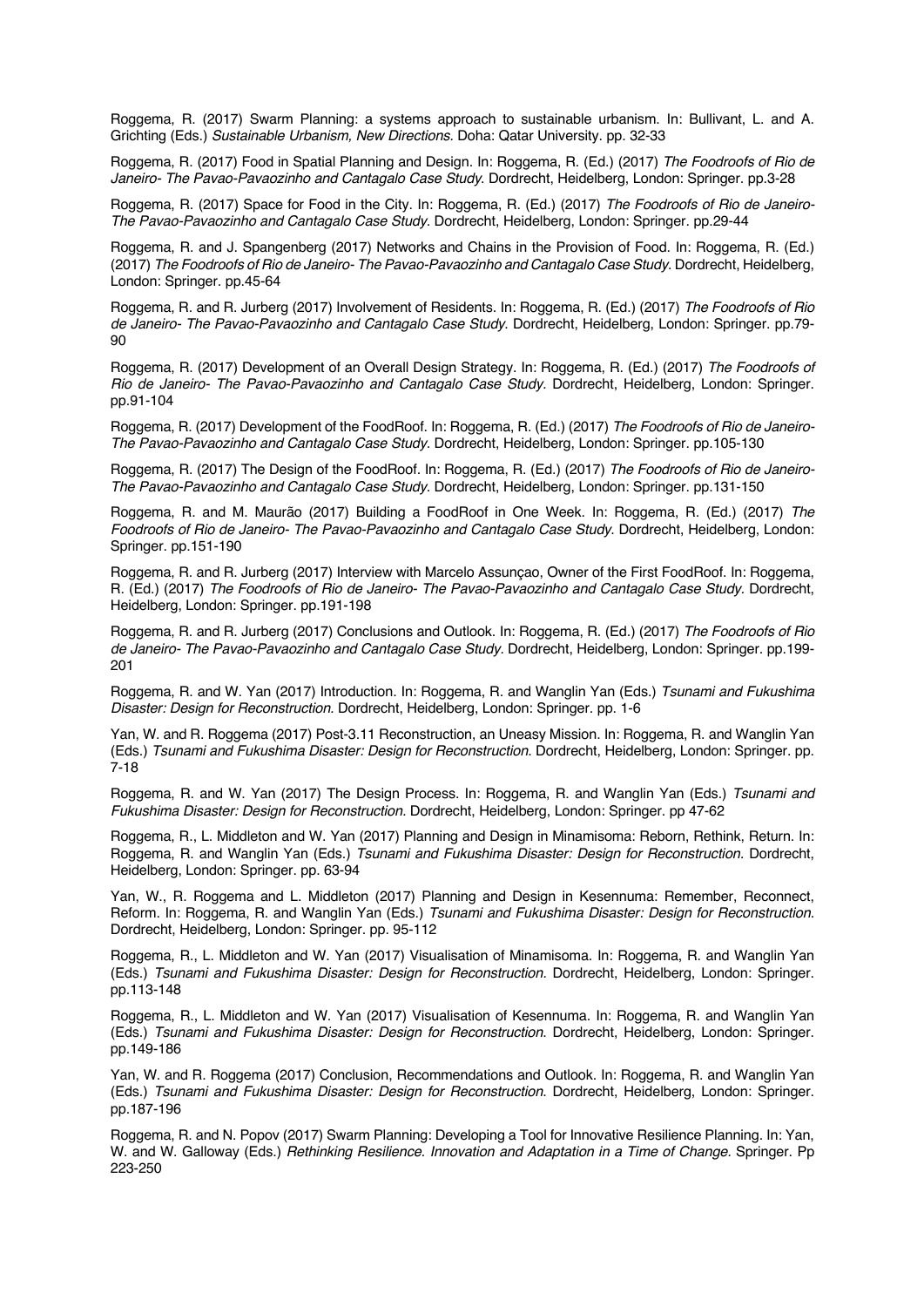Roggema, R. (2017) Swarm Planning: a systems approach to sustainable urbanism. In: Bullivant, L. and A. Grichting (Eds.) *Sustainable Urbanism, New Directions.* Doha: Qatar University. pp. 32-33

Roggema, R. (2017) Food in Spatial Planning and Design. In: Roggema, R. (Ed.) (2017) *The Foodroofs of Rio de Janeiro- The Pavao-Pavaozinho and Cantagalo Case Study*. Dordrecht, Heidelberg, London: Springer. pp.3-28

Roggema, R. (2017) Space for Food in the City. In: Roggema, R. (Ed.) (2017) *The Foodroofs of Rio de Janeiro- The Pavao-Pavaozinho and Cantagalo Case Study*. Dordrecht, Heidelberg, London: Springer. pp.29-44

Roggema, R. and J. Spangenberg (2017) Networks and Chains in the Provision of Food. In: Roggema, R. (Ed.) (2017) *The Foodroofs of Rio de Janeiro- The Pavao-Pavaozinho and Cantagalo Case Study*. Dordrecht, Heidelberg, London: Springer. pp.45-64

Roggema, R. and R. Jurberg (2017) Involvement of Residents. In: Roggema, R. (Ed.) (2017) *The Foodroofs of Rio de Janeiro- The Pavao-Pavaozinho and Cantagalo Case Study*. Dordrecht, Heidelberg, London: Springer. pp.79-90

Roggema, R. (2017) Development of an Overall Design Strategy. In: Roggema, R. (Ed.) (2017) *The Foodroofs of Rio de Janeiro- The Pavao-Pavaozinho and Cantagalo Case Study*. Dordrecht, Heidelberg, London: Springer. pp.91-104

Roggema, R. (2017) Development of the FoodRoof. In: Roggema, R. (Ed.) (2017) *The Foodroofs of Rio de Janeiro- The Pavao-Pavaozinho and Cantagalo Case Study*. Dordrecht, Heidelberg, London: Springer. pp.105-130

Roggema, R. (2017) The Design of the FoodRoof. In: Roggema, R. (Ed.) (2017) *The Foodroofs of Rio de Janeiro- The Pavao-Pavaozinho and Cantagalo Case Study*. Dordrecht, Heidelberg, London: Springer. pp.131-150

Roggema, R. and M. Maurão (2017) Building a FoodRoof in One Week. In: Roggema, R. (Ed.) (2017) *The Foodroofs of Rio de Janeiro- The Pavao-Pavaozinho and Cantagalo Case Study*. Dordrecht, Heidelberg, London: Springer. pp.151-190

Roggema, R. and R. Jurberg (2017) Interview with Marcelo Assunçao, Owner of the First FoodRoof. In: Roggema, R. (Ed.) (2017) *The Foodroofs of Rio de Janeiro- The Pavao-Pavaozinho and Cantagalo Case Study*. Dordrecht, Heidelberg, London: Springer. pp.191-198

Roggema, R. and R. Jurberg (2017) Conclusions and Outlook. In: Roggema, R. (Ed.) (2017) *The Foodroofs of Rio de Janeiro- The Pavao-Pavaozinho and Cantagalo Case Study*. Dordrecht, Heidelberg, London: Springer. pp.199-201

Roggema, R. and W. Yan (2017) Introduction. In: Roggema, R. and Wanglin Yan (Eds.) *Tsunami and Fukushima Disaster: Design for Reconstruction.* Dordrecht, Heidelberg, London: Springer. pp. 1-6

Yan, W. and R. Roggema (2017) Post-3.11 Reconstruction, an Uneasy Mission. In: Roggema, R. and Wanglin Yan (Eds.) *Tsunami and Fukushima Disaster: Design for Reconstruction*. Dordrecht, Heidelberg, London: Springer. pp. 7-18

Roggema, R. and W. Yan (2017) The Design Process. In: Roggema, R. and Wanglin Yan (Eds.) *Tsunami and Fukushima Disaster: Design for Reconstruction.* Dordrecht, Heidelberg, London: Springer. pp 47-62

Roggema, R., L. Middleton and W. Yan (2017) Planning and Design in Minamisoma: Reborn, Rethink, Return. In: Roggema, R. and Wanglin Yan (Eds.) *Tsunami and Fukushima Disaster: Design for Reconstruction.* Dordrecht, Heidelberg, London: Springer. pp. 63-94

Yan, W., R. Roggema and L. Middleton (2017) Planning and Design in Kesennuma: Remember, Reconnect, Reform. In: Roggema, R. and Wanglin Yan (Eds.) *Tsunami and Fukushima Disaster: Design for Reconstruction.* Dordrecht, Heidelberg, London: Springer. pp. 95-112

Roggema, R., L. Middleton and W. Yan (2017) Visualisation of Minamisoma. In: Roggema, R. and Wanglin Yan (Eds.) *Tsunami and Fukushima Disaster: Design for Reconstruction.* Dordrecht, Heidelberg, London: Springer. pp.113-148

Roggema, R., L. Middleton and W. Yan (2017) Visualisation of Kesennuma. In: Roggema, R. and Wanglin Yan (Eds.) *Tsunami and Fukushima Disaster: Design for Reconstruction*. Dordrecht, Heidelberg, London: Springer. pp.149-186

Yan, W. and R. Roggema (2017) Conclusion, Recommendations and Outlook. In: Roggema, R. and Wanglin Yan (Eds.) *Tsunami and Fukushima Disaster: Design for Reconstruction*. Dordrecht, Heidelberg, London: Springer. pp.187-196

Roggema, R. and N. Popov (2017) Swarm Planning: Developing a Tool for Innovative Resilience Planning. In: Yan, W. and W. Galloway (Eds.) *Rethinking Resilience. Innovation and Adaptation in a Time of Change.* Springer. Pp 223-250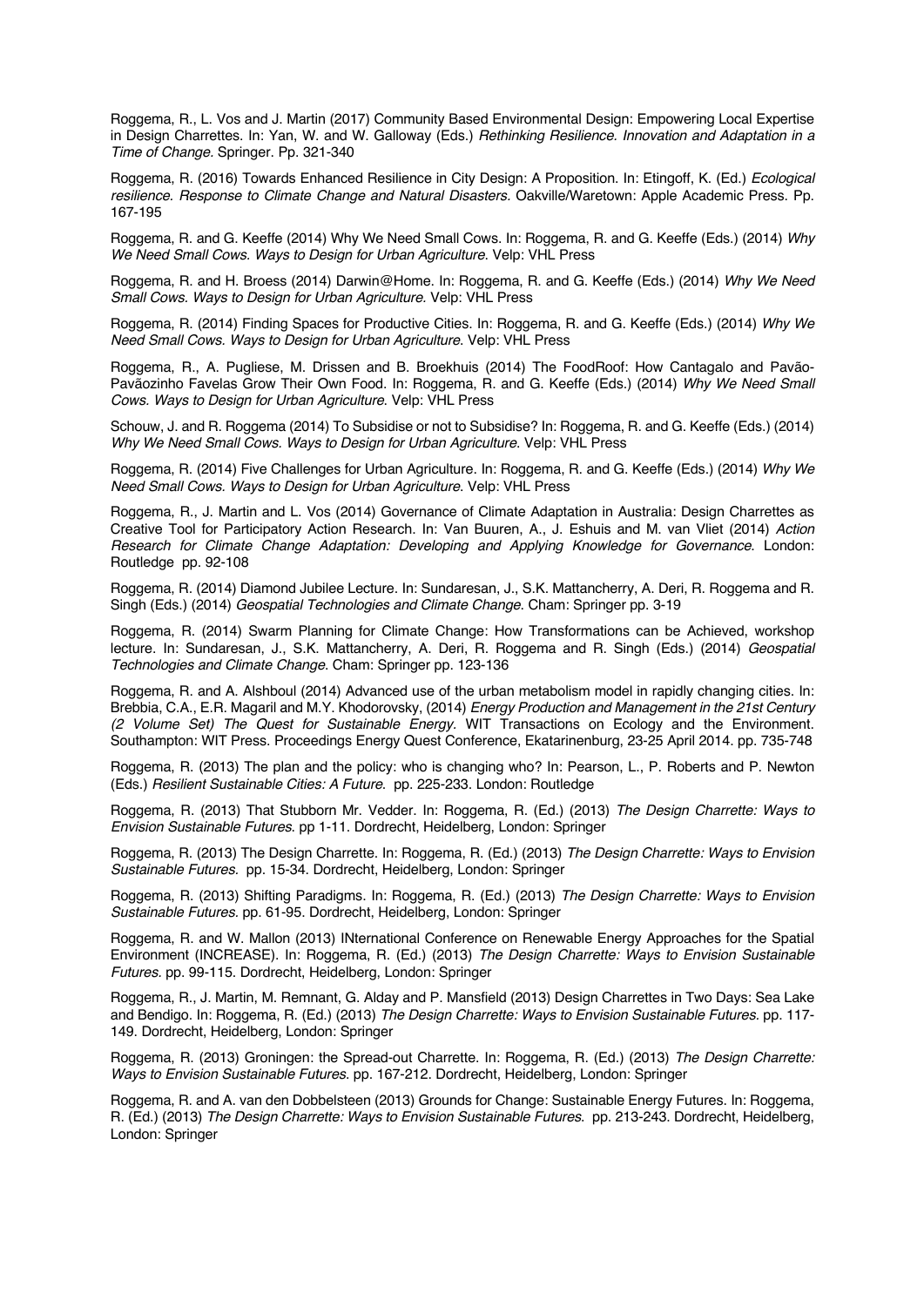Roggema, R., L. Vos and J. Martin (2017) Community Based Environmental Design: Empowering Local Expertise in Design Charrettes. In: Yan, W. and W. Galloway (Eds.) *Rethinking Resilience. Innovation and Adaptation in a Time of Change.* Springer. Pp. 321-340

Roggema, R. (2016) Towards Enhanced Resilience in City Design: A Proposition. In: Etingoff, K. (Ed.) *Ecological resilience. Response to Climate Change and Natural Disasters.* Oakville/Waretown: Apple Academic Press. Pp. 167-195

Roggema, R. and G. Keeffe (2014) Why We Need Small Cows. In: Roggema, R. and G. Keeffe (Eds.) (2014) *Why We Need Small Cows. Ways to Design for Urban Agriculture.* Velp: VHL Press

Roggema, R. and H. Broess (2014) Darwin@Home. In: Roggema, R. and G. Keeffe (Eds.) (2014) *Why We Need Small Cows. Ways to Design for Urban Agriculture.* Velp: VHL Press

Roggema, R. (2014) Finding Spaces for Productive Cities. In: Roggema, R. and G. Keeffe (Eds.) (2014) *Why We Need Small Cows. Ways to Design for Urban Agriculture.* Velp: VHL Press

Roggema, R., A. Pugliese, M. Drissen and B. Broekhuis (2014) The FoodRoof: How Cantagalo and Pavão-Pavãozinho Favelas Grow Their Own Food. In: Roggema, R. and G. Keeffe (Eds.) (2014) *Why We Need Small Cows. Ways to Design for Urban Agriculture.* Velp: VHL Press

Schouw, J. and R. Roggema (2014) To Subsidise or not to Subsidise? In: Roggema, R. and G. Keeffe (Eds.) (2014) *Why We Need Small Cows. Ways to Design for Urban Agriculture.* Velp: VHL Press

Roggema, R. (2014) Five Challenges for Urban Agriculture. In: Roggema, R. and G. Keeffe (Eds.) (2014) *Why We Need Small Cows. Ways to Design for Urban Agriculture.* Velp: VHL Press

Roggema, R., J. Martin and L. Vos (2014) Governance of Climate Adaptation in Australia: Design Charrettes as Creative Tool for Participatory Action Research. In: Van Buuren, A., J. Eshuis and M. van Vliet (2014) *Action Research for Climate Change Adaptation: Developing and Applying Knowledge for Governance.* London: Routledge pp. 92-108

Roggema, R. (2014) Diamond Jubilee Lecture. In: Sundaresan, J., S.K. Mattancherry, A. Deri, R. Roggema and R. Singh (Eds.) (2014) *Geospatial Technologies and Climate Change.* Cham: Springer pp. 3-19

Roggema, R. (2014) Swarm Planning for Climate Change: How Transformations can be Achieved, workshop lecture. In: Sundaresan, J., S.K. Mattancherry, A. Deri, R. Roggema and R. Singh (Eds.) (2014) *Geospatial Technologies and Climate Change.* Cham: Springer pp. 123-136

Roggema, R. and A. Alshboul (2014) Advanced use of the urban metabolism model in rapidly changing cities. In: Brebbia, C.A., E.R. Magaril and M.Y. Khodorovsky, (2014) *Energy Production and Management in the 21st Century (2 Volume Set) The Quest for Sustainable Energy.* WIT Transactions on Ecology and the Environment. Southampton: WIT Press. Proceedings Energy Quest Conference, Ekatarinenburg, 23-25 April 2014. pp. 735-748

Roggema, R. (2013) The plan and the policy: who is changing who? In: Pearson, L., P. Roberts and P. Newton (Eds.) *Resilient Sustainable Cities: A Future.* pp. 225-233. London: Routledge

Roggema, R. (2013) That Stubborn Mr. Vedder. In: Roggema, R. (Ed.) (2013) *The Design Charrette: Ways to Envision Sustainable Futures.* pp 1-11. Dordrecht, Heidelberg, London: Springer

Roggema, R. (2013) The Design Charrette. In: Roggema, R. (Ed.) (2013) *The Design Charrette: Ways to Envision Sustainable Futures.* pp. 15-34. Dordrecht, Heidelberg, London: Springer

Roggema, R. (2013) Shifting Paradigms. In: Roggema, R. (Ed.) (2013) *The Design Charrette: Ways to Envision Sustainable Futures.* pp. 61-95. Dordrecht, Heidelberg, London: Springer

Roggema, R. and W. Mallon (2013) INternational Conference on Renewable Energy Approaches for the Spatial Environment (INCREASE). In: Roggema, R. (Ed.) (2013) *The Design Charrette: Ways to Envision Sustainable Futures.* pp. 99-115. Dordrecht, Heidelberg, London: Springer

Roggema, R., J. Martin, M. Remnant, G. Alday and P. Mansfield (2013) Design Charrettes in Two Days: Sea Lake and Bendigo. In: Roggema, R. (Ed.) (2013) *The Design Charrette: Ways to Envision Sustainable Futures.* pp. 117-149. Dordrecht, Heidelberg, London: Springer

Roggema, R. (2013) Groningen: the Spread-out Charrette. In: Roggema, R. (Ed.) (2013) *The Design Charrette: Ways to Envision Sustainable Futures.* pp. 167-212. Dordrecht, Heidelberg, London: Springer

Roggema, R. and A. van den Dobbelsteen (2013) Grounds for Change: Sustainable Energy Futures. In: Roggema, R. (Ed.) (2013) *The Design Charrette: Ways to Envision Sustainable Futures.* pp. 213-243. Dordrecht, Heidelberg, London: Springer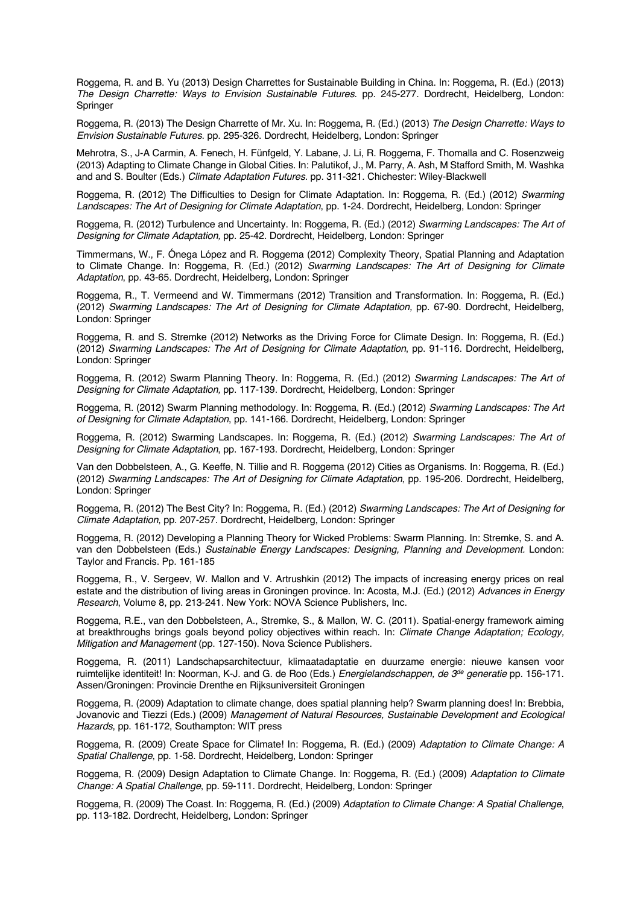Roggema, R. and B. Yu (2013) Design Charrettes for Sustainable Building in China. In: Roggema, R. (Ed.) (2013) *The Design Charrette: Ways to Envision Sustainable Futures*. pp. 245-277. Dordrecht, Heidelberg, London: Springer

Roggema, R. (2013) The Design Charrette of Mr. Xu. In: Roggema, R. (Ed.) (2013) *The Design Charrette: Ways to Envision Sustainable Futures*. pp. 295-326. Dordrecht, Heidelberg, London: Springer

Mehrotra, S., J-A Carmin, A. Fenech, H. Fünfgeld, Y. Labane, J. Li, R. Roggema, F. Thomalla and C. Rosenzweig (2013) Adapting to Climate Change in Global Cities. In: Palutikof, J., M. Parry, A. Ash, M Stafford Smith, M. Washka and and S. Boulter (Eds.) *Climate Adaptation Futures*. pp. 311-321. Chichester: Wiley-Blackwell

Roggema, R. (2012) The Difficulties to Design for Climate Adaptation. In: Roggema, R. (Ed.) (2012) *Swarming Landscapes: The Art of Designing for Climate Adaptation*, pp. 1-24. Dordrecht, Heidelberg, London: Springer

Roggema, R. (2012) Turbulence and Uncertainty. In: Roggema, R. (Ed.) (2012) *Swarming Landscapes: The Art of Designing for Climate Adaptation,* pp. 25-42. Dordrecht, Heidelberg, London: Springer

Timmermans, W., F. Ónega López and R. Roggema (2012) Complexity Theory, Spatial Planning and Adaptation to Climate Change. In: Roggema, R. (Ed.) (2012) *Swarming Landscapes: The Art of Designing for Climate Adaptation*, pp. 43-65. Dordrecht, Heidelberg, London: Springer

Roggema, R., T. Vermeend and W. Timmermans (2012) Transition and Transformation. In: Roggema, R. (Ed.) (2012) *Swarming Landscapes: The Art of Designing for Climate Adaptation,* pp. 67-90. Dordrecht, Heidelberg, London: Springer

Roggema, R. and S. Stremke (2012) Networks as the Driving Force for Climate Design. In: Roggema, R. (Ed.) (2012) *Swarming Landscapes: The Art of Designing for Climate Adaptation*, pp. 91-116. Dordrecht, Heidelberg, London: Springer

Roggema, R. (2012) Swarm Planning Theory. In: Roggema, R. (Ed.) (2012) *Swarming Landscapes: The Art of Designing for Climate Adaptation,* pp. 117-139. Dordrecht, Heidelberg, London: Springer

Roggema, R. (2012) Swarm Planning methodology. In: Roggema, R. (Ed.) (2012) *Swarming Landscapes: The Art of Designing for Climate Adaptation*, pp. 141-166. Dordrecht, Heidelberg, London: Springer

Roggema, R. (2012) Swarming Landscapes. In: Roggema, R. (Ed.) (2012) *Swarming Landscapes: The Art of Designing for Climate Adaptation*, pp. 167-193. Dordrecht, Heidelberg, London: Springer

Van den Dobbelsteen, A., G. Keeffe, N. Tillie and R. Roggema (2012) Cities as Organisms. In: Roggema, R. (Ed.) (2012) *Swarming Landscapes: The Art of Designing for Climate Adaptation*, pp. 195-206. Dordrecht, Heidelberg, London: Springer

Roggema, R. (2012) The Best City? In: Roggema, R. (Ed.) (2012) *Swarming Landscapes: The Art of Designing for Climate Adaptation*, pp. 207-257. Dordrecht, Heidelberg, London: Springer

Roggema, R. (2012) Developing a Planning Theory for Wicked Problems: Swarm Planning. In: Stremke, S. and A. van den Dobbelsteen (Eds.) *Sustainable Energy Landscapes: Designing, Planning and Development.* London: Taylor and Francis. Pp. 161-185

Roggema, R., V. Sergeev, W. Mallon and V. Artrushkin (2012) The impacts of increasing energy prices on real estate and the distribution of living areas in Groningen province. In: Acosta, M.J. (Ed.) (2012) *Advances in Energy Research*, Volume 8, pp. 213-241. New York: NOVA Science Publishers, Inc.

Roggema, R.E., van den Dobbelsteen, A., Stremke, S., & Mallon, W. C. (2011). Spatial-energy framework aiming at breakthroughs brings goals beyond policy objectives within reach. In: *Climate Change Adaptation; Ecology, Mitigation and Management* (pp. 127-150). Nova Science Publishers.

Roggema, R. (2011) Landschapsarchitectuur, klimaatadaptatie en duurzame energie: nieuwe kansen voor ruimtelijke identiteit! In: Noorman, K-J. and G. de Roo (Eds.) *Energielandschappen, de 3[de] generatie* pp. 156-171. Assen/Groningen: Provincie Drenthe en Rijksuniversiteit Groningen

Roggema, R. (2009) Adaptation to climate change, does spatial planning help? Swarm planning does! In: Brebbia, Jovanovic and Tiezzi (Eds.) (2009) *Management of Natural Resources, Sustainable Development and Ecological Hazards*, pp. 161-172, Southampton: WIT press

Roggema, R. (2009) Create Space for Climate! In: Roggema, R. (Ed.) (2009) *Adaptation to Climate Change: A Spatial Challenge*, pp. 1-58. Dordrecht, Heidelberg, London: Springer

Roggema, R. (2009) Design Adaptation to Climate Change. In: Roggema, R. (Ed.) (2009) *Adaptation to Climate Change: A Spatial Challenge*, pp. 59-111. Dordrecht, Heidelberg, London: Springer

Roggema, R. (2009) The Coast. In: Roggema, R. (Ed.) (2009) *Adaptation to Climate Change: A Spatial Challenge*, pp. 113-182. Dordrecht, Heidelberg, London: Springer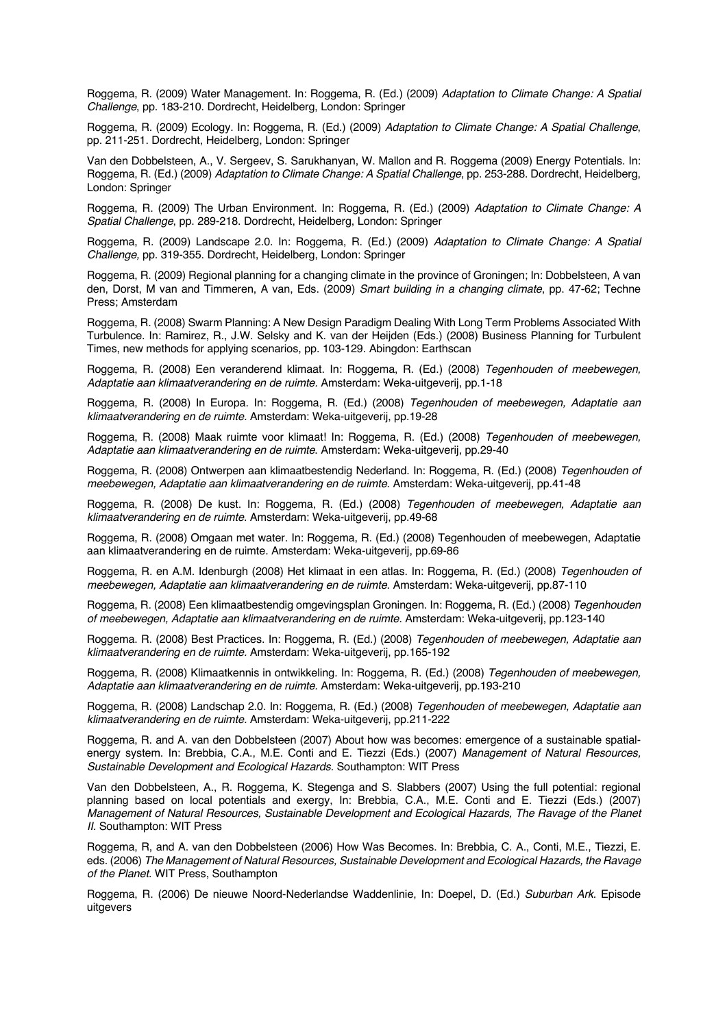Roggema, R. (2009) Water Management. In: Roggema, R. (Ed.) (2009) *Adaptation to Climate Change: A Spatial Challenge*, pp. 183-210. Dordrecht, Heidelberg, London: Springer

Roggema, R. (2009) Ecology. In: Roggema, R. (Ed.) (2009) *Adaptation to Climate Change: A Spatial Challenge*, pp. 211-251. Dordrecht, Heidelberg, London: Springer

Van den Dobbelsteen, A., V. Sergeev, S. Sarukhanyan, W. Mallon and R. Roggema (2009) Energy Potentials. In: Roggema, R. (Ed.) (2009) *Adaptation to Climate Change: A Spatial Challenge*, pp. 253-288. Dordrecht, Heidelberg, London: Springer

Roggema, R. (2009) The Urban Environment. In: Roggema, R. (Ed.) (2009) *Adaptation to Climate Change: A Spatial Challenge*, pp. 289-218. Dordrecht, Heidelberg, London: Springer

Roggema, R. (2009) Landscape 2.0. In: Roggema, R. (Ed.) (2009) *Adaptation to Climate Change: A Spatial Challenge,* pp. 319-355. Dordrecht, Heidelberg, London: Springer

Roggema, R. (2009) Regional planning for a changing climate in the province of Groningen; In: Dobbelsteen, A van den, Dorst, M van and Timmeren, A van, Eds. (2009) *Smart building in a changing climate*, pp. 47-62; Techne Press; Amsterdam

Roggema, R. (2008) Swarm Planning: A New Design Paradigm Dealing With Long Term Problems Associated With Turbulence. In: Ramirez, R., J.W. Selsky and K. van der Heijden (Eds.) (2008) Business Planning for Turbulent Times, new methods for applying scenarios, pp. 103-129. Abingdon: Earthscan

Roggema, R. (2008) Een veranderend klimaat. In: Roggema, R. (Ed.) (2008) *Tegenhouden of meebewegen, Adaptatie aan klimaatverandering en de ruimte.* Amsterdam: Weka-uitgeverij, pp.1-18

Roggema, R. (2008) In Europa. In: Roggema, R. (Ed.) (2008) *Tegenhouden of meebewegen, Adaptatie aan klimaatverandering en de ruimte.* Amsterdam: Weka-uitgeverij, pp.19-28

Roggema, R. (2008) Maak ruimte voor klimaat! In: Roggema, R. (Ed.) (2008) *Tegenhouden of meebewegen, Adaptatie aan klimaatverandering en de ruimte*. Amsterdam: Weka-uitgeverij, pp.29-40

Roggema, R. (2008) Ontwerpen aan klimaatbestendig Nederland. In: Roggema, R. (Ed.) (2008) *Tegenhouden of meebewegen, Adaptatie aan klimaatverandering en de ruimte*. Amsterdam: Weka-uitgeverij, pp.41-48

Roggema, R. (2008) De kust. In: Roggema, R. (Ed.) (2008) *Tegenhouden of meebewegen, Adaptatie aan klimaatverandering en de ruimte*. Amsterdam: Weka-uitgeverij, pp.49-68

Roggema, R. (2008) Omgaan met water. In: Roggema, R. (Ed.) (2008) Tegenhouden of meebewegen, Adaptatie aan klimaatverandering en de ruimte. Amsterdam: Weka-uitgeverij, pp.69-86

Roggema, R. en A.M. Idenburgh (2008) Het klimaat in een atlas. In: Roggema, R. (Ed.) (2008) *Tegenhouden of meebewegen, Adaptatie aan klimaatverandering en de ruimte*. Amsterdam: Weka-uitgeverij, pp.87-110

Roggema, R. (2008) Een klimaatbestendig omgevingsplan Groningen. In: Roggema, R. (Ed.) (2008) *Tegenhouden of meebewegen, Adaptatie aan klimaatverandering en de ruimte.* Amsterdam: Weka-uitgeverij, pp.123-140

Roggema. R. (2008) Best Practices. In: Roggema, R. (Ed.) (2008) *Tegenhouden of meebewegen, Adaptatie aan klimaatverandering en de ruimte.* Amsterdam: Weka-uitgeverij, pp.165-192

Roggema, R. (2008) Klimaatkennis in ontwikkeling. In: Roggema, R. (Ed.) (2008) *Tegenhouden of meebewegen, Adaptatie aan klimaatverandering en de ruimte.* Amsterdam: Weka-uitgeverij, pp.193-210

Roggema, R. (2008) Landschap 2.0. In: Roggema, R. (Ed.) (2008) *Tegenhouden of meebewegen, Adaptatie aan klimaatverandering en de ruimte.* Amsterdam: Weka-uitgeverij, pp.211-222

Roggema, R. and A. van den Dobbelsteen (2007) About how was becomes: emergence of a sustainable spatial-energy system. In: Brebbia, C.A., M.E. Conti and E. Tiezzi (Eds.) (2007) *Management of Natural Resources, Sustainable Development and Ecological Hazards.* Southampton: WIT Press

Van den Dobbelsteen, A., R. Roggema, K. Stegenga and S. Slabbers (2007) Using the full potential: regional planning based on local potentials and exergy, In: Brebbia, C.A., M.E. Conti and E. Tiezzi (Eds.) (2007) *Management of Natural Resources, Sustainable Development and Ecological Hazards, The Ravage of the Planet II.* Southampton: WIT Press

Roggema, R, and A. van den Dobbelsteen (2006) How Was Becomes. In: Brebbia, C. A., Conti, M.E., Tiezzi, E. eds. (2006) *The Management of Natural Resources, Sustainable Development and Ecological Hazards, the Ravage of the Planet*. WIT Press, Southampton

Roggema, R. (2006) De nieuwe Noord-Nederlandse Waddenlinie, In: Doepel, D. (Ed.) *Suburban Ark*. Episode uitgevers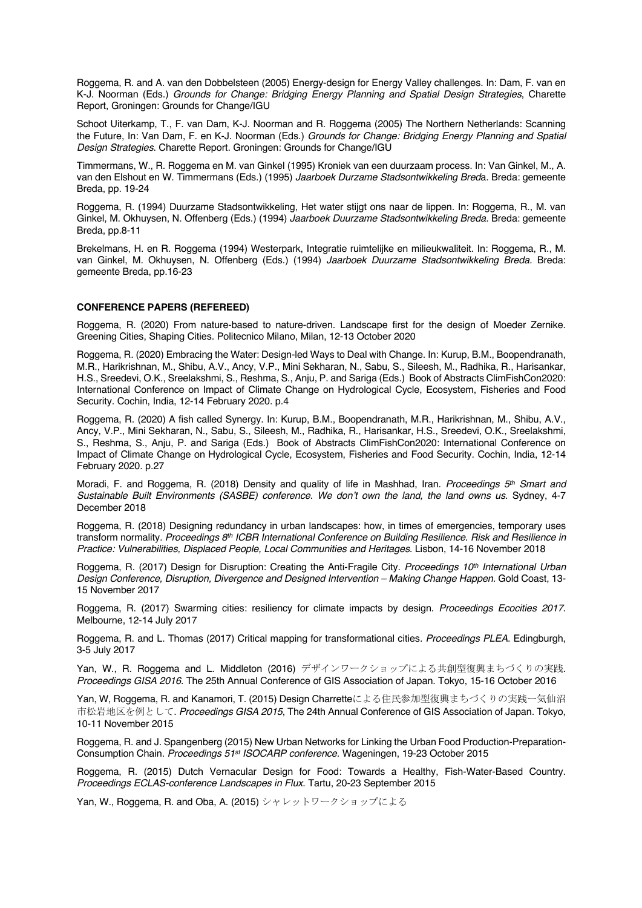Roggema, R. and A. van den Dobbelsteen (2005) Energy-design for Energy Valley challenges. In: Dam, F. van en K-J. Noorman (Eds.) *Grounds for Change: Bridging Energy Planning and Spatial Design Strategies*, Charette Report, Groningen: Grounds for Change/IGU

Schoot Uiterkamp, T., F. van Dam, K-J. Noorman and R. Roggema (2005) The Northern Netherlands: Scanning the Future, In: Van Dam, F. en K-J. Noorman (Eds.) *Grounds for Change: Bridging Energy Planning and Spatial Design Strategies*. Charette Report. Groningen: Grounds for Change/IGU

Timmermans, W., R. Roggema en M. van Ginkel (1995) Kroniek van een duurzaam process. In: Van Ginkel, M., A. van den Elshout en W. Timmermans (Eds.) (1995) *Jaarboek Durzame Stadsontwikkeling Bred*a. Breda: gemeente Breda, pp. 19-24

Roggema, R. (1994) Duurzame Stadsontwikkeling, Het water stijgt ons naar de lippen. In: Roggema, R., M. van Ginkel, M. Okhuysen, N. Offenberg (Eds.) (1994) *Jaarboek Duurzame Stadsontwikkeling Breda*. Breda: gemeente Breda, pp.8-11

Brekelmans, H. en R. Roggema (1994) Westerpark, Integratie ruimtelijke en milieukwaliteit. In: Roggema, R., M. van Ginkel, M. Okhuysen, N. Offenberg (Eds.) (1994) *Jaarboek Duurzame Stadsontwikkeling Breda.* Breda: gemeente Breda, pp.16-23

**CONFERENCE PAPERS (REFEREED)**

Roggema, R. (2020) From nature-based to nature-driven. Landscape first for the design of Moeder Zernike. Greening Cities, Shaping Cities. Politecnico Milano, Milan, 12-13 October 2020

Roggema, R. (2020) Embracing the Water: Design-led Ways to Deal with Change. In: Kurup, B.M., Boopendranath, M.R., Harikrishnan, M., Shibu, A.V., Ancy, V.P., Mini Sekharan, N., Sabu, S., Sileesh, M., Radhika, R., Harisankar, H.S., Sreedevi, O.K., Sreelakshmi, S., Reshma, S., Anju, P. and Sariga (Eds.) Book of Abstracts ClimFishCon2020: International Conference on Impact of Climate Change on Hydrological Cycle, Ecosystem, Fisheries and Food Security. Cochin, India, 12-14 February 2020. p.4

Roggema, R. (2020) A fish called Synergy. In: Kurup, B.M., Boopendranath, M.R., Harikrishnan, M., Shibu, A.V., Ancy, V.P., Mini Sekharan, N., Sabu, S., Sileesh, M., Radhika, R., Harisankar, H.S., Sreedevi, O.K., Sreelakshmi, S., Reshma, S., Anju, P. and Sariga (Eds.) Book of Abstracts ClimFishCon2020: International Conference on Impact of Climate Change on Hydrological Cycle, Ecosystem, Fisheries and Food Security. Cochin, India, 12-14 February 2020. p.27

Moradi, F. and Roggema, R. (2018) Density and quality of life in Mashhad, Iran. *Proceedings 5th Smart and Sustainable Built Environments (SASBE) conference. We don't own the land, the land owns us*. Sydney, 4-7 December 2018

Roggema, R. (2018) Designing redundancy in urban landscapes: how, in times of emergencies, temporary uses transform normality. *Proceedings 8th ICBR International Conference on Building Resilience. Risk and Resilience in Practice: Vulnerabilities, Displaced People, Local Communities and Heritages*. Lisbon, 14-16 November 2018

Roggema, R. (2017) Design for Disruption: Creating the Anti-Fragile City. *Proceedings 10th International Urban Design Conference, Disruption, Divergence and Designed Intervention – Making Change Happen*. Gold Coast, 13-15 November 2017

Roggema, R. (2017) Swarming cities: resiliency for climate impacts by design. *Proceedings Ecocities 2017*. Melbourne, 12-14 July 2017

Roggema, R. and L. Thomas (2017) Critical mapping for transformational cities. *Proceedings PLEA*. Edingburgh, 3-5 July 2017

Yan, W., R. Roggema and L. Middleton (2016) デザインワークショップによる共創型復興まちづくりの実践. *Proceedings GISA 2016*. The 25th Annual Conference of GIS Association of Japan. Tokyo, 15-16 October 2016

Yan, W, Roggema, R. and Kanamori, T. (2015) Design Charretteによる住民参加型復興まちづくりの実践ー気仙沼市松岩地区を例として. *Proceedings GISA 2015*, The 24th Annual Conference of GIS Association of Japan. Tokyo, 10-11 November 2015

Roggema, R. and J. Spangenberg (2015) New Urban Networks for Linking the Urban Food Production-Preparation-Consumption Chain. *Proceedings 51st ISOCARP conference*. Wageningen, 19-23 October 2015

Roggema, R. (2015) Dutch Vernacular Design for Food: Towards a Healthy, Fish-Water-Based Country. *Proceedings ECLAS-conference Landscapes in Flux*. Tartu, 20-23 September 2015

Yan, W., Roggema, R. and Oba, A. (2015) シャレットワークショップによる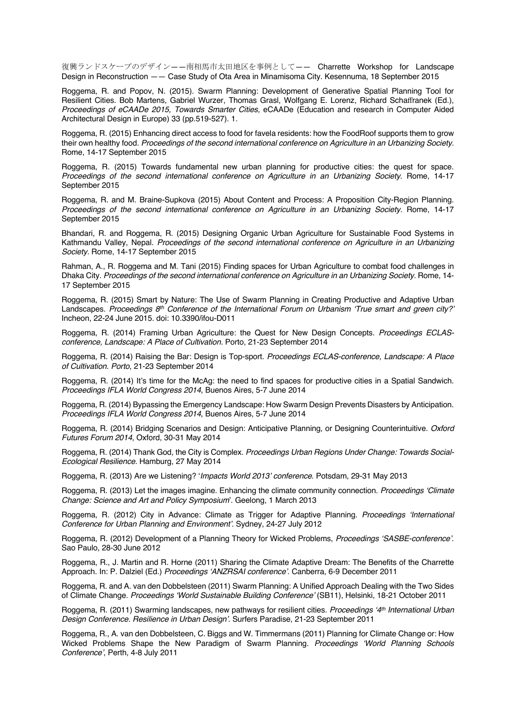復興ランドスケープのデザイン——南相馬市太田地区を事例として—— Charrette Workshop for Landscape Design in Reconstruction —— Case Study of Ota Area in Minamisoma City. Kesennuma, 18 September 2015

Roggema, R. and Popov, N. (2015). Swarm Planning: Development of Generative Spatial Planning Tool for Resilient Cities. Bob Martens, Gabriel Wurzer, Thomas Grasl, Wolfgang E. Lorenz, Richard Schaffranek (Ed.), *Proceedings of eCAADe 2015, Towards Smarter Cities,* eCAADe (Education and research in Computer Aided Architectural Design in Europe) 33 (pp.519-527). 1.

Roggema, R. (2015) Enhancing direct access to food for favela residents: how the FoodRoof supports them to grow their own healthy food. *Proceedings of the second international conference on Agriculture in an Urbanizing Society.* Rome, 14-17 September 2015

Roggema, R. (2015) Towards fundamental new urban planning for productive cities: the quest for space. *Proceedings of the second international conference on Agriculture in an Urbanizing Society*. Rome, 14-17 September 2015

Roggema, R. and M. Braine-Supkova (2015) About Content and Process: A Proposition City-Region Planning. *Proceedings of the second international conference on Agriculture in an Urbanizing Society.* Rome, 14-17 September 2015

Bhandari, R. and Roggema, R. (2015) Designing Organic Urban Agriculture for Sustainable Food Systems in Kathmandu Valley, Nepal. *Proceedings of the second international conference on Agriculture in an Urbanizing Society.* Rome, 14-17 September 2015

Rahman, A., R. Roggema and M. Tani (2015) Finding spaces for Urban Agriculture to combat food challenges in Dhaka City. *Proceedings of the second international conference on Agriculture in an Urbanizing Society*. Rome, 14-17 September 2015

Roggema, R. (2015) Smart by Nature: The Use of Swarm Planning in Creating Productive and Adaptive Urban Landscapes. *Proceedings 8th Conference of the International Forum on Urbanism 'True smart and green city?'* Incheon, 22-24 June 2015. doi: 10.3390/ifou-D011

Roggema, R. (2014) Framing Urban Agriculture: the Quest for New Design Concepts. *Proceedings ECLAS-conference, Landscape: A Place of Cultivation.* Porto, 21-23 September 2014

Roggema, R. (2014) Raising the Bar: Design is Top-sport. *Proceedings ECLAS-conference, Landscape: A Place of Cultivation. Porto*, 21-23 September 2014

Roggema, R. (2014) It's time for the McAg: the need to find spaces for productive cities in a Spatial Sandwich. *Proceedings IFLA World Congress 2014*, Buenos Aires, 5-7 June 2014

Roggema, R. (2014) Bypassing the Emergency Landscape: How Swarm Design Prevents Disasters by Anticipation. *Proceedings IFLA World Congress 2014*, Buenos Aires, 5-7 June 2014

Roggema, R. (2014) Bridging Scenarios and Design: Anticipative Planning, or Designing Counterintuitive. *Oxford Futures Forum 2014*, Oxford, 30-31 May 2014

Roggema, R. (2014) Thank God, the City is Complex. *Proceedings Urban Regions Under Change: Towards Social-Ecological Resilience*. Hamburg, 27 May 2014

Roggema, R. (2013) Are we Listening? '*Impacts World 2013' conference*. Potsdam, 29-31 May 2013

Roggema, R. (2013) Let the images imagine. Enhancing the climate community connection. *Proceedings 'Climate Change: Science and Art and Policy Symposium*'. Geelong, 1 March 2013

Roggema, R. (2012) City in Advance: Climate as Trigger for Adaptive Planning. *Proceedings 'International Conference for Urban Planning and Environment'*. Sydney, 24-27 July 2012

Roggema, R. (2012) Development of a Planning Theory for Wicked Problems, *Proceedings 'SASBE-conference'*. Sao Paulo, 28-30 June 2012

Roggema, R., J. Martin and R. Horne (2011) Sharing the Climate Adaptive Dream: The Benefits of the Charrette Approach. In: P. Dalziel (Ed.) *Proceedings 'ANZRSAI conference'.* Canberra, 6-9 December 2011

Roggema, R. and A. van den Dobbelsteen (2011) Swarm Planning: A Unified Approach Dealing with the Two Sides of Climate Change. *Proceedings 'World Sustainable Building Conference'* (SB11), Helsinki, 18-21 October 2011

Roggema, R. (2011) Swarming landscapes, new pathways for resilient cities. *Proceedings '4th International Urban Design Conference. Resilience in Urban Design'*. Surfers Paradise, 21-23 September 2011

Roggema, R., A. van den Dobbelsteen, C. Biggs and W. Timmermans (2011) Planning for Climate Change or: How Wicked Problems Shape the New Paradigm of Swarm Planning. *Proceedings 'World Planning Schools Conference'*, Perth, 4-8 July 2011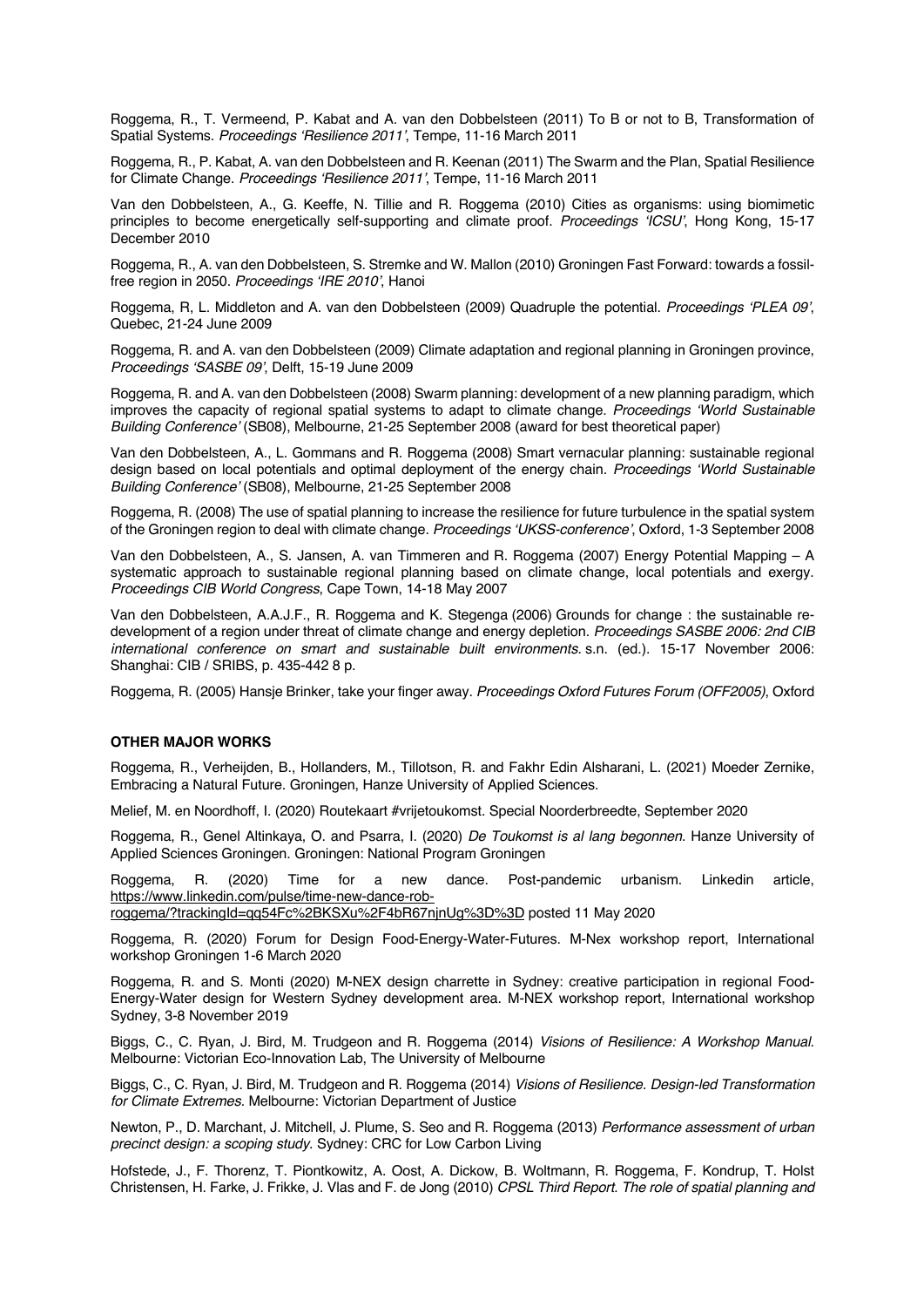Roggema, R., T. Vermeend, P. Kabat and A. van den Dobbelsteen (2011) To B or not to B, Transformation of Spatial Systems. *Proceedings 'Resilience 2011'*, Tempe, 11-16 March 2011

Roggema, R., P. Kabat, A. van den Dobbelsteen and R. Keenan (2011) The Swarm and the Plan, Spatial Resilience for Climate Change. *Proceedings 'Resilience 2011'*, Tempe, 11-16 March 2011

Van den Dobbelsteen, A., G. Keeffe, N. Tillie and R. Roggema (2010) Cities as organisms: using biomimetic principles to become energetically self-supporting and climate proof. *Proceedings 'ICSU'*, Hong Kong, 15-17 December 2010

Roggema, R., A. van den Dobbelsteen, S. Stremke and W. Mallon (2010) Groningen Fast Forward: towards a fossil-free region in 2050. *Proceedings 'IRE 2010'*, Hanoi

Roggema, R, L. Middleton and A. van den Dobbelsteen (2009) Quadruple the potential. *Proceedings 'PLEA 09'*, Quebec, 21-24 June 2009

Roggema, R. and A. van den Dobbelsteen (2009) Climate adaptation and regional planning in Groningen province, *Proceedings 'SASBE 09'*, Delft, 15-19 June 2009

Roggema, R. and A. van den Dobbelsteen (2008) Swarm planning: development of a new planning paradigm, which improves the capacity of regional spatial systems to adapt to climate change. *Proceedings 'World Sustainable Building Conference'* (SB08), Melbourne, 21-25 September 2008 (award for best theoretical paper)

Van den Dobbelsteen, A., L. Gommans and R. Roggema (2008) Smart vernacular planning: sustainable regional design based on local potentials and optimal deployment of the energy chain. *Proceedings 'World Sustainable Building Conference'* (SB08), Melbourne, 21-25 September 2008

Roggema, R. (2008) The use of spatial planning to increase the resilience for future turbulence in the spatial system of the Groningen region to deal with climate change. *Proceedings 'UKSS-conference'*, Oxford, 1-3 September 2008

Van den Dobbelsteen, A., S. Jansen, A. van Timmeren and R. Roggema (2007) Energy Potential Mapping – A systematic approach to sustainable regional planning based on climate change, local potentials and exergy. *Proceedings CIB World Congress*, Cape Town, 14-18 May 2007

Van den Dobbelsteen, A.A.J.F., R. Roggema and K. Stegenga (2006) Grounds for change : the sustainable re-development of a region under threat of climate change and energy depletion. *Proceedings SASBE 2006: 2nd CIB international conference on smart and sustainable built environments.* s.n. (ed.). 15-17 November 2006: Shanghai: CIB / SRIBS, p. 435-442 8 p.

Roggema, R. (2005) Hansje Brinker, take your finger away. *Proceedings Oxford Futures Forum (OFF2005)*, Oxford

**OTHER MAJOR WORKS**

Roggema, R., Verheijden, B., Hollanders, M., Tillotson, R. and Fakhr Edin Alsharani, L. (2021) Moeder Zernike, Embracing a Natural Future. Groningen, Hanze University of Applied Sciences.

Melief, M. en Noordhoff, I. (2020) Routekaart #vrijetoukomst. Special Noorderbreedte, September 2020

Roggema, R., Genel Altinkaya, O. and Psarra, I. (2020) *De Toukomst is al lang begonnen*. Hanze University of Applied Sciences Groningen. Groningen: National Program Groningen

Roggema, R. (2020) Time for a new dance. Post-pandemic urbanism. Linkedin article, https://www.linkedin.com/pulse/time-new-dance-rob-roggema/?trackingId=qq54Fc%2BKSXu%2F4bR67njnUg%3D%3D posted 11 May 2020

Roggema, R. (2020) Forum for Design Food-Energy-Water-Futures. M-Nex workshop report, International workshop Groningen 1-6 March 2020

Roggema, R. and S. Monti (2020) M-NEX design charrette in Sydney: creative participation in regional Food-Energy-Water design for Western Sydney development area. M-NEX workshop report, International workshop Sydney, 3-8 November 2019

Biggs, C., C. Ryan, J. Bird, M. Trudgeon and R. Roggema (2014) *Visions of Resilience: A Workshop Manual.* Melbourne: Victorian Eco-Innovation Lab, The University of Melbourne

Biggs, C., C. Ryan, J. Bird, M. Trudgeon and R. Roggema (2014) *Visions of Resilience. Design-led Transformation for Climate Extremes.* Melbourne: Victorian Department of Justice

Newton, P., D. Marchant, J. Mitchell, J. Plume, S. Seo and R. Roggema (2013) *Performance assessment of urban precinct design: a scoping study*. Sydney: CRC for Low Carbon Living

Hofstede, J., F. Thorenz, T. Piontkowitz, A. Oost, A. Dickow, B. Woltmann, R. Roggema, F. Kondrup, T. Holst Christensen, H. Farke, J. Frikke, J. Vlas and F. de Jong (2010) *CPSL Third Report. The role of spatial planning and*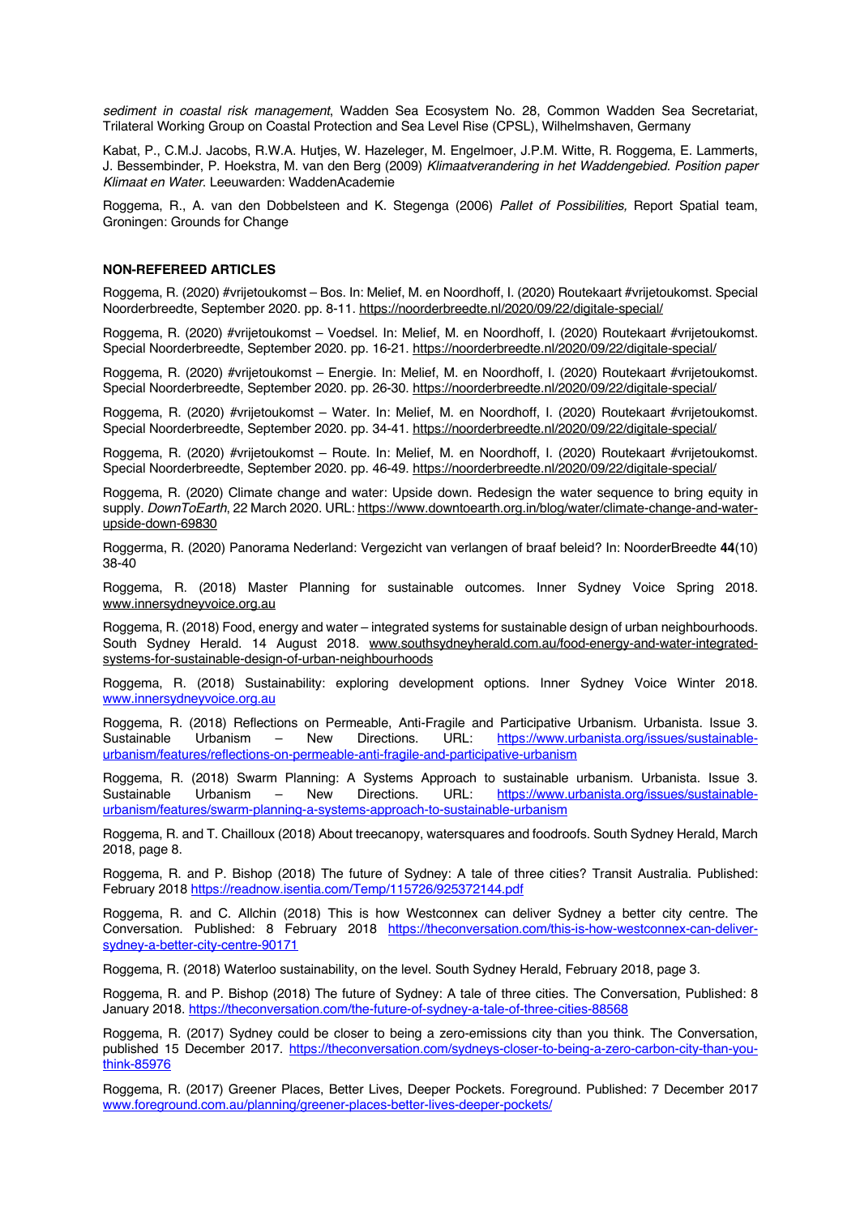*sediment in coastal risk management*, Wadden Sea Ecosystem No. 28, Common Wadden Sea Secretariat, Trilateral Working Group on Coastal Protection and Sea Level Rise (CPSL), Wilhelmshaven, Germany

Kabat, P., C.M.J. Jacobs, R.W.A. Hutjes, W. Hazeleger, M. Engelmoer, J.P.M. Witte, R. Roggema, E. Lammerts, J. Bessembinder, P. Hoekstra, M. van den Berg (2009) *Klimaatverandering in het Waddengebied. Position paper Klimaat en Water.* Leeuwarden: WaddenAcademie

Roggema, R., A. van den Dobbelsteen and K. Stegenga (2006) *Pallet of Possibilities,* Report Spatial team, Groningen: Grounds for Change

**NON-REFEREED ARTICLES**

Roggema, R. (2020) #vrijetoukomst – Bos. In: Melief, M. en Noordhoff, I. (2020) Routekaart #vrijetoukomst. Special Noorderbreedte, September 2020. pp. 8-11. https://noorderbreedte.nl/2020/09/22/digitale-special/

Roggema, R. (2020) #vrijetoukomst – Voedsel. In: Melief, M. en Noordhoff, I. (2020) Routekaart #vrijetoukomst. Special Noorderbreedte, September 2020. pp. 16-21. https://noorderbreedte.nl/2020/09/22/digitale-special/

Roggema, R. (2020) #vrijetoukomst – Energie. In: Melief, M. en Noordhoff, I. (2020) Routekaart #vrijetoukomst. Special Noorderbreedte, September 2020. pp. 26-30. https://noorderbreedte.nl/2020/09/22/digitale-special/

Roggema, R. (2020) #vrijetoukomst – Water. In: Melief, M. en Noordhoff, I. (2020) Routekaart #vrijetoukomst. Special Noorderbreedte, September 2020. pp. 34-41. https://noorderbreedte.nl/2020/09/22/digitale-special/

Roggema, R. (2020) #vrijetoukomst – Route. In: Melief, M. en Noordhoff, I. (2020) Routekaart #vrijetoukomst. Special Noorderbreedte, September 2020. pp. 46-49. https://noorderbreedte.nl/2020/09/22/digitale-special/

Roggema, R. (2020) Climate change and water: Upside down. Redesign the water sequence to bring equity in supply. *DownToEarth*, 22 March 2020. URL: https://www.downtoearth.org.in/blog/water/climate-change-and-water-upside-down-69830

Roggerma, R. (2020) Panorama Nederland: Vergezicht van verlangen of braaf beleid? In: NoorderBreedte **44**(10) 38-40

Roggema, R. (2018) Master Planning for sustainable outcomes. Inner Sydney Voice Spring 2018. www.innersydneyvoice.org.au

Roggema, R. (2018) Food, energy and water – integrated systems for sustainable design of urban neighbourhoods. South Sydney Herald. 14 August 2018. www.southsydneyherald.com.au/food-energy-and-water-integrated-systems-for-sustainable-design-of-urban-neighbourhoods

Roggema, R. (2018) Sustainability: exploring development options. Inner Sydney Voice Winter 2018. www.innersydneyvoice.org.au

Roggema, R. (2018) Reflections on Permeable, Anti-Fragile and Participative Urbanism. Urbanista. Issue 3. Sustainable Urbanism – New Directions. URL: https://www.urbanista.org/issues/sustainable-urbanism/features/reflections-on-permeable-anti-fragile-and-participative-urbanism

Roggema, R. (2018) Swarm Planning: A Systems Approach to sustainable urbanism. Urbanista. Issue 3. Sustainable Urbanism – New Directions. URL: https://www.urbanista.org/issues/sustainable-urbanism/features/swarm-planning-a-systems-approach-to-sustainable-urbanism

Roggema, R. and T. Chailloux (2018) About treecanopy, watersquares and foodroofs. South Sydney Herald, March 2018, page 8.

Roggema, R. and P. Bishop (2018) The future of Sydney: A tale of three cities? Transit Australia. Published: February 2018 https://readnow.isentia.com/Temp/115726/925372144.pdf

Roggema, R. and C. Allchin (2018) This is how Westconnex can deliver Sydney a better city centre. The Conversation. Published: 8 February 2018 https://theconversation.com/this-is-how-westconnex-can-deliver-sydney-a-better-city-centre-90171

Roggema, R. (2018) Waterloo sustainability, on the level. South Sydney Herald, February 2018, page 3.

Roggema, R. and P. Bishop (2018) The future of Sydney: A tale of three cities. The Conversation, Published: 8 January 2018. https://theconversation.com/the-future-of-sydney-a-tale-of-three-cities-88568

Roggema, R. (2017) Sydney could be closer to being a zero-emissions city than you think. The Conversation, published 15 December 2017. https://theconversation.com/sydneys-closer-to-being-a-zero-carbon-city-than-you-think-85976

Roggema, R. (2017) Greener Places, Better Lives, Deeper Pockets. Foreground. Published: 7 December 2017 www.foreground.com.au/planning/greener-places-better-lives-deeper-pockets/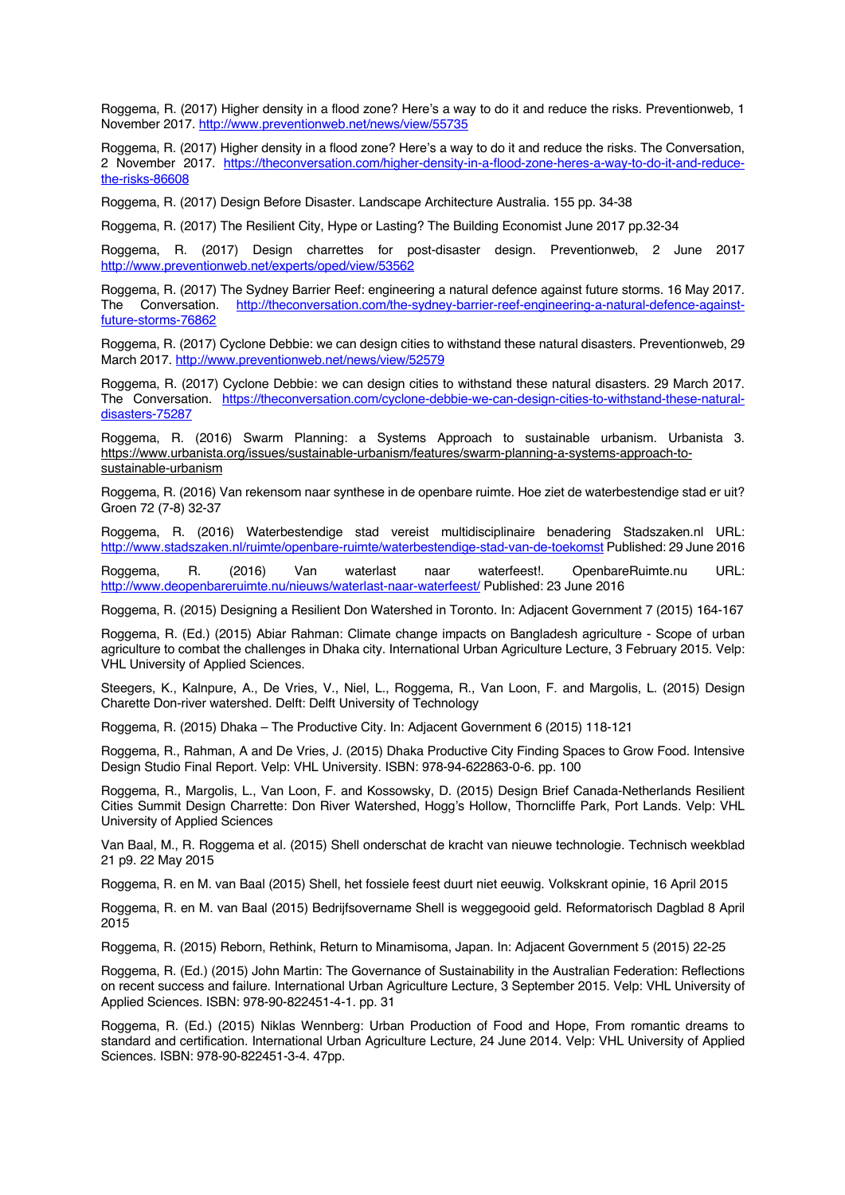Roggema, R. (2017) Higher density in a flood zone? Here's a way to do it and reduce the risks. Preventionweb, 1 November 2017. http://www.preventionweb.net/news/view/55735

Roggema, R. (2017) Higher density in a flood zone? Here's a way to do it and reduce the risks. The Conversation, 2 November 2017. https://theconversation.com/higher-density-in-a-flood-zone-heres-a-way-to-do-it-and-reduce-the-risks-86608

Roggema, R. (2017) Design Before Disaster. Landscape Architecture Australia. 155 pp. 34-38

Roggema, R. (2017) The Resilient City, Hype or Lasting? The Building Economist June 2017 pp.32-34

Roggema, R. (2017) Design charrettes for post-disaster design. Preventionweb, 2 June 2017 http://www.preventionweb.net/experts/oped/view/53562

Roggema, R. (2017) The Sydney Barrier Reef: engineering a natural defence against future storms. 16 May 2017. The Conversation. http://theconversation.com/the-sydney-barrier-reef-engineering-a-natural-defence-against-future-storms-76862

Roggema, R. (2017) Cyclone Debbie: we can design cities to withstand these natural disasters. Preventionweb, 29 March 2017. http://www.preventionweb.net/news/view/52579

Roggema, R. (2017) Cyclone Debbie: we can design cities to withstand these natural disasters. 29 March 2017. The Conversation. https://theconversation.com/cyclone-debbie-we-can-design-cities-to-withstand-these-natural-disasters-75287

Roggema, R. (2016) Swarm Planning: a Systems Approach to sustainable urbanism. Urbanista 3. https://www.urbanista.org/issues/sustainable-urbanism/features/swarm-planning-a-systems-approach-to-sustainable-urbanism

Roggema, R. (2016) Van rekensom naar synthese in de openbare ruimte. Hoe ziet de waterbestendige stad er uit? Groen 72 (7-8) 32-37

Roggema, R. (2016) Waterbestendige stad vereist multidisciplinaire benadering Stadszaken.nl URL: http://www.stadszaken.nl/ruimte/openbare-ruimte/waterbestendige-stad-van-de-toekomst Published: 29 June 2016

Roggema, R. (2016) Van waterlast naar waterfeest!. OpenbareRuimte.nu URL: http://www.deopenbareruimte.nu/nieuws/waterlast-naar-waterfeest/ Published: 23 June 2016

Roggema, R. (2015) Designing a Resilient Don Watershed in Toronto. In: Adjacent Government 7 (2015) 164-167

Roggema, R. (Ed.) (2015) Abiar Rahman: Climate change impacts on Bangladesh agriculture - Scope of urban agriculture to combat the challenges in Dhaka city. International Urban Agriculture Lecture, 3 February 2015. Velp: VHL University of Applied Sciences.

Steegers, K., Kalnpure, A., De Vries, V., Niel, L., Roggema, R., Van Loon, F. and Margolis, L. (2015) Design Charette Don-river watershed. Delft: Delft University of Technology

Roggema, R. (2015) Dhaka – The Productive City. In: Adjacent Government 6 (2015) 118-121

Roggema, R., Rahman, A and De Vries, J. (2015) Dhaka Productive City Finding Spaces to Grow Food. Intensive Design Studio Final Report. Velp: VHL University. ISBN: 978-94-622863-0-6. pp. 100

Roggema, R., Margolis, L., Van Loon, F. and Kossowsky, D. (2015) Design Brief Canada-Netherlands Resilient Cities Summit Design Charrette: Don River Watershed, Hogg's Hollow, Thorncliffe Park, Port Lands. Velp: VHL University of Applied Sciences

Van Baal, M., R. Roggema et al. (2015) Shell onderschat de kracht van nieuwe technologie. Technisch weekblad 21 p9. 22 May 2015

Roggema, R. en M. van Baal (2015) Shell, het fossiele feest duurt niet eeuwig. Volkskrant opinie, 16 April 2015

Roggema, R. en M. van Baal (2015) Bedrijfsovername Shell is weggegooid geld. Reformatorisch Dagblad 8 April 2015

Roggema, R. (2015) Reborn, Rethink, Return to Minamisoma, Japan. In: Adjacent Government 5 (2015) 22-25

Roggema, R. (Ed.) (2015) John Martin: The Governance of Sustainability in the Australian Federation: Reflections on recent success and failure. International Urban Agriculture Lecture, 3 September 2015. Velp: VHL University of Applied Sciences. ISBN: 978-90-822451-4-1. pp. 31

Roggema, R. (Ed.) (2015) Niklas Wennberg: Urban Production of Food and Hope, From romantic dreams to standard and certification. International Urban Agriculture Lecture, 24 June 2014. Velp: VHL University of Applied Sciences. ISBN: 978-90-822451-3-4. 47pp.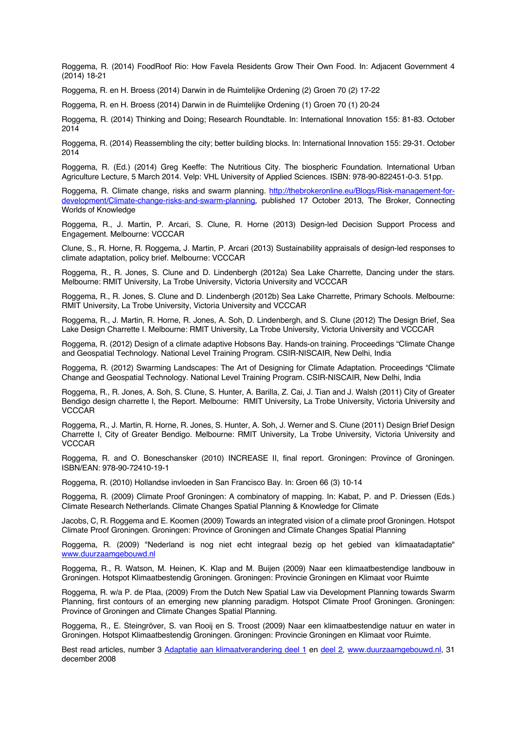Roggema, R. (2014) FoodRoof Rio: How Favela Residents Grow Their Own Food. In: Adjacent Government 4 (2014) 18-21

Roggema, R. en H. Broess (2014) Darwin in de Ruimtelijke Ordening (2) Groen 70 (2) 17-22

Roggema, R. en H. Broess (2014) Darwin in de Ruimtelijke Ordening (1) Groen 70 (1) 20-24

Roggema, R. (2014) Thinking and Doing; Research Roundtable. In: International Innovation 155: 81-83. October 2014

Roggema, R. (2014) Reassembling the city; better building blocks. In: International Innovation 155: 29-31. October 2014

Roggema, R. (Ed.) (2014) Greg Keeffe: The Nutritious City. The biospheric Foundation. International Urban Agriculture Lecture, 5 March 2014. Velp: VHL University of Applied Sciences. ISBN: 978-90-822451-0-3. 51pp.

Roggema, R. Climate change, risks and swarm planning. [http://thebrokeronline.eu/Blogs/Risk-management-for-development/Climate-change-risks-and-swarm-planning](http://thebrokeronline.eu/Blogs/Risk-management-for-development/Climate-change-risks-and-swarm-planning), published 17 October 2013, The Broker, Connecting Worlds of Knowledge

Roggema, R., J. Martin, P. Arcari, S. Clune, R. Horne (2013) Design-led Decision Support Process and Engagement. Melbourne: VCCCAR

Clune, S., R. Horne, R. Roggema, J. Martin, P. Arcari (2013) Sustainability appraisals of design-led responses to climate adaptation, policy brief. Melbourne: VCCCAR

Roggema, R., R. Jones, S. Clune and D. Lindenbergh (2012a) Sea Lake Charrette, Dancing under the stars. Melbourne: RMIT University, La Trobe University, Victoria University and VCCCAR

Roggema, R., R. Jones, S. Clune and D. Lindenbergh (2012b) Sea Lake Charrette, Primary Schools. Melbourne: RMIT University, La Trobe University, Victoria University and VCCCAR

Roggema, R., J. Martin, R. Horne, R. Jones, A. Soh, D. Lindenbergh, and S. Clune (2012) The Design Brief, Sea Lake Design Charrette I. Melbourne: RMIT University, La Trobe University, Victoria University and VCCCAR

Roggema, R. (2012) Design of a climate adaptive Hobsons Bay. Hands-on training. Proceedings “Climate Change and Geospatial Technology. National Level Training Program. CSIR-NISCAIR, New Delhi, India

Roggema, R. (2012) Swarming Landscapes: The Art of Designing for Climate Adaptation. Proceedings “Climate Change and Geospatial Technology. National Level Training Program. CSIR-NISCAIR, New Delhi, India

Roggema, R., R. Jones, A. Soh, S. Clune, S. Hunter, A. Barilla, Z. Cai, J. Tian and J. Walsh (2011) City of Greater Bendigo design charrette I, the Report. Melbourne: RMIT University, La Trobe University, Victoria University and VCCCAR

Roggema, R., J. Martin, R. Horne, R. Jones, S. Hunter, A. Soh, J. Werner and S. Clune (2011) Design Brief Design Charrette I, City of Greater Bendigo. Melbourne: RMIT University, La Trobe University, Victoria University and VCCCAR

Roggema, R. and O. Boneschansker (2010) INCREASE II, final report. Groningen: Province of Groningen. ISBN/EAN: 978-90-72410-19-1

Roggema, R. (2010) Hollandse invloeden in San Francisco Bay. In: Groen 66 (3) 10-14

Roggema, R. (2009) Climate Proof Groningen: A combinatory of mapping. In: Kabat, P. and P. Driessen (Eds.) Climate Research Netherlands. Climate Changes Spatial Planning & Knowledge for Climate

Jacobs, C, R. Roggema and E. Koomen (2009) Towards an integrated vision of a climate proof Groningen. Hotspot Climate Proof Groningen. Groningen: Province of Groningen and Climate Changes Spatial Planning

Roggema, R. (2009) "Nederland is nog niet echt integraal bezig op het gebied van klimaatadaptatie" [www.duurzaamgebouwd.nl](http://www.duurzaamgebouwd.nl)

Roggema, R., R. Watson, M. Heinen, K. Klap and M. Buijen (2009) Naar een klimaatbestendige landbouw in Groningen. Hotspot Klimaatbestendig Groningen. Groningen: Provincie Groningen en Klimaat voor Ruimte

Roggema, R. w/a P. de Plaa, (2009) From the Dutch New Spatial Law via Development Planning towards Swarm Planning, first contours of an emerging new planning paradigm. Hotspot Climate Proof Groningen. Groningen: Province of Groningen and Climate Changes Spatial Planning.

Roggema, R., E. Steingröver, S. van Rooij en S. Troost (2009) Naar een klimaatbestendige natuur en water in Groningen. Hotspot Klimaatbestendig Groningen. Groningen: Provincie Groningen en Klimaat voor Ruimte.

Best read articles, number 3 Adaptatie aan klimaatverandering deel 1 en deel 2, [www.duurzaamgebouwd.nl](http://www.duurzaamgebouwd.nl), 31 december 2008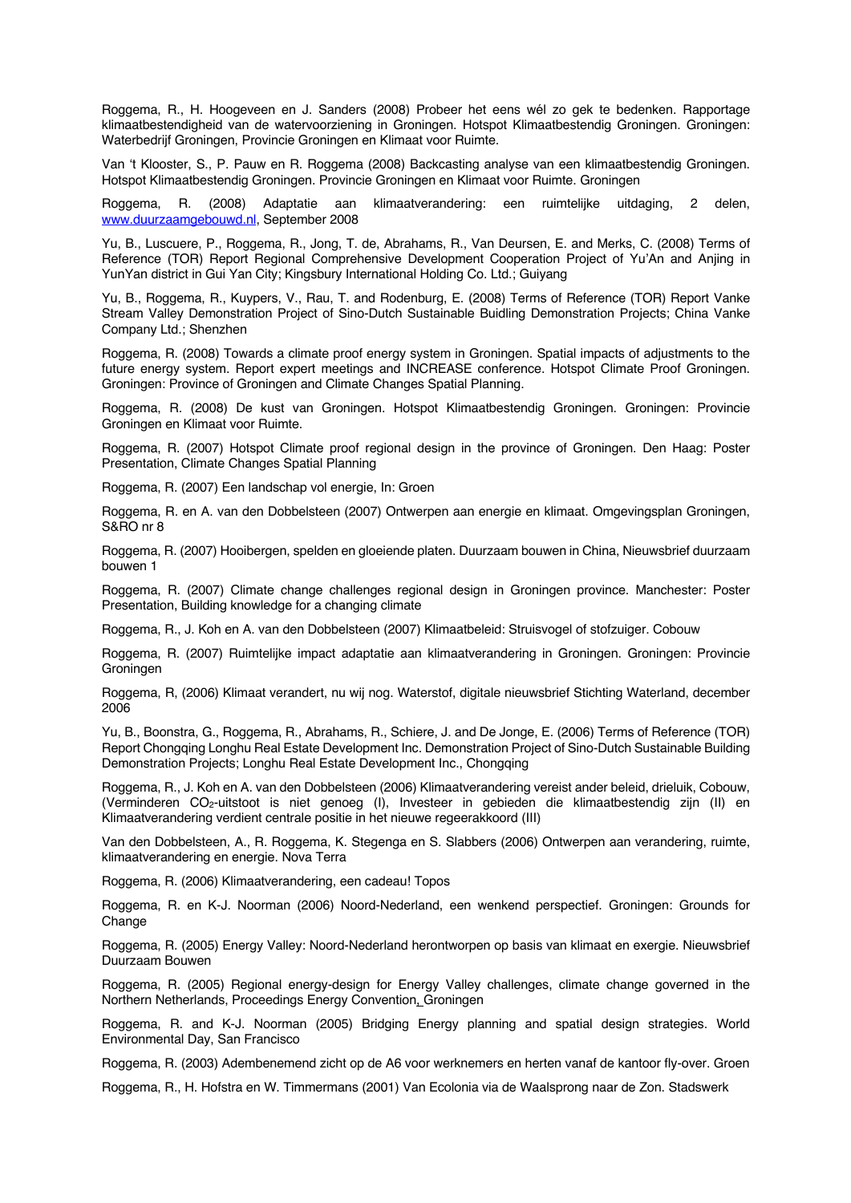Roggema, R., H. Hoogeveen en J. Sanders (2008) Probeer het eens wél zo gek te bedenken. Rapportage klimaatbestendigheid van de watervoorziening in Groningen. Hotspot Klimaatbestendig Groningen. Groningen: Waterbedrijf Groningen, Provincie Groningen en Klimaat voor Ruimte.

Van 't Klooster, S., P. Pauw en R. Roggema (2008) Backcasting analyse van een klimaatbestendig Groningen. Hotspot Klimaatbestendig Groningen. Provincie Groningen en Klimaat voor Ruimte. Groningen

Roggema, R. (2008) Adaptatie aan klimaatverandering: een ruimtelijke uitdaging, 2 delen, www.duurzaamgebouwd.nl, September 2008

Yu, B., Luscuere, P., Roggema, R., Jong, T. de, Abrahams, R., Van Deursen, E. and Merks, C. (2008) Terms of Reference (TOR) Report Regional Comprehensive Development Cooperation Project of Yu'An and Anjing in YunYan district in Gui Yan City; Kingsbury International Holding Co. Ltd.; Guiyang

Yu, B., Roggema, R., Kuypers, V., Rau, T. and Rodenburg, E. (2008) Terms of Reference (TOR) Report Vanke Stream Valley Demonstration Project of Sino-Dutch Sustainable Buidling Demonstration Projects; China Vanke Company Ltd.; Shenzhen

Roggema, R. (2008) Towards a climate proof energy system in Groningen. Spatial impacts of adjustments to the future energy system. Report expert meetings and INCREASE conference. Hotspot Climate Proof Groningen. Groningen: Province of Groningen and Climate Changes Spatial Planning.

Roggema, R. (2008) De kust van Groningen. Hotspot Klimaatbestendig Groningen. Groningen: Provincie Groningen en Klimaat voor Ruimte.

Roggema, R. (2007) Hotspot Climate proof regional design in the province of Groningen. Den Haag: Poster Presentation, Climate Changes Spatial Planning

Roggema, R. (2007) Een landschap vol energie, In: Groen

Roggema, R. en A. van den Dobbelsteen (2007) Ontwerpen aan energie en klimaat. Omgevingsplan Groningen, S&RO nr 8

Roggema, R. (2007) Hooibergen, spelden en gloeiende platen. Duurzaam bouwen in China, Nieuwsbrief duurzaam bouwen 1

Roggema, R. (2007) Climate change challenges regional design in Groningen province. Manchester: Poster Presentation, Building knowledge for a changing climate

Roggema, R., J. Koh en A. van den Dobbelsteen (2007) Klimaatbeleid: Struisvogel of stofzuiger. Cobouw

Roggema, R. (2007) Ruimtelijke impact adaptatie aan klimaatverandering in Groningen. Groningen: Provincie Groningen

Roggema, R, (2006) Klimaat verandert, nu wij nog. Waterstof, digitale nieuwsbrief Stichting Waterland, december 2006

Yu, B., Boonstra, G., Roggema, R., Abrahams, R., Schiere, J. and De Jonge, E. (2006) Terms of Reference (TOR) Report Chongqing Longhu Real Estate Development Inc. Demonstration Project of Sino-Dutch Sustainable Building Demonstration Projects; Longhu Real Estate Development Inc., Chongqing

Roggema, R., J. Koh en A. van den Dobbelsteen (2006) Klimaatverandering vereist ander beleid, drieluik, Cobouw, (Verminderen $CO_2$-uitstoot is niet genoeg (I), Investeer in gebieden die klimaatbestendig zijn (II) en Klimaatverandering verdient centrale positie in het nieuwe regeerakkoord (III)

Van den Dobbelsteen, A., R. Roggema, K. Stegenga en S. Slabbers (2006) Ontwerpen aan verandering, ruimte, klimaatverandering en energie. Nova Terra

Roggema, R. (2006) Klimaatverandering, een cadeau! Topos

Roggema, R. en K-J. Noorman (2006) Noord-Nederland, een wenkend perspectief. Groningen: Grounds for Change

Roggema, R. (2005) Energy Valley: Noord-Nederland herontworpen op basis van klimaat en exergie. Nieuwsbrief Duurzaam Bouwen

Roggema, R. (2005) Regional energy-design for Energy Valley challenges, climate change governed in the Northern Netherlands, Proceedings Energy Convention, Groningen

Roggema, R. and K-J. Noorman (2005) Bridging Energy planning and spatial design strategies. World Environmental Day, San Francisco

Roggema, R. (2003) Adembenemend zicht op de A6 voor werknemers en herten vanaf de kantoor fly-over. Groen

Roggema, R., H. Hofstra en W. Timmermans (2001) Van Ecolonia via de Waalsprong naar de Zon. Stadswerk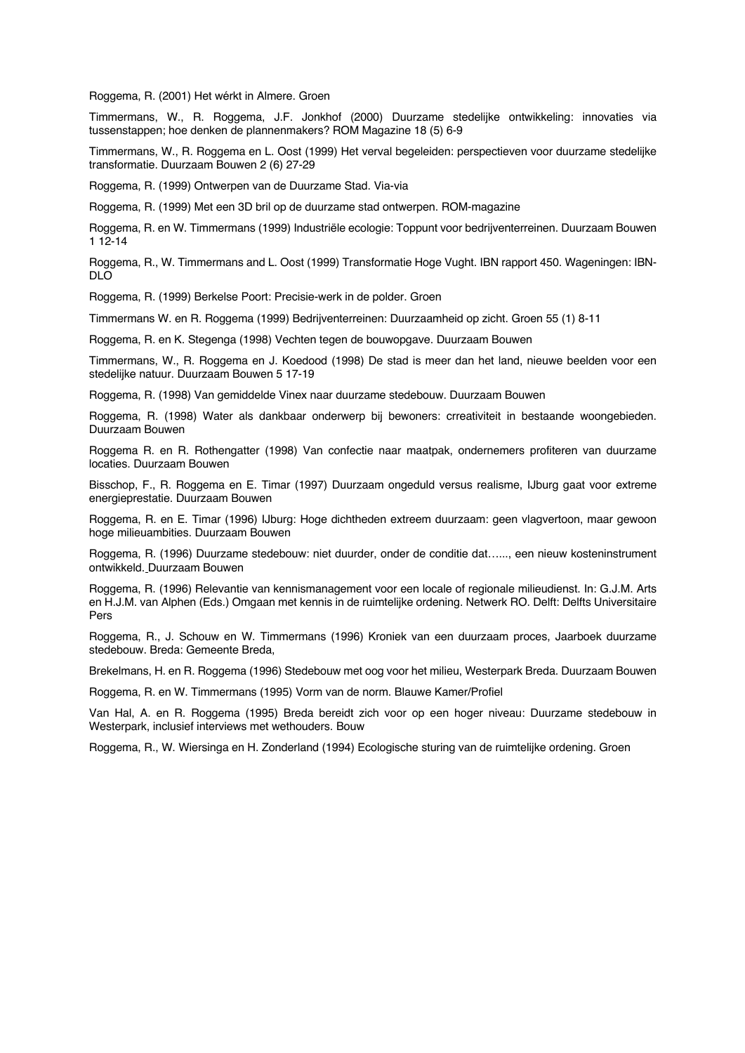Roggema, R. (2001) Het wérkt in Almere. Groen

Timmermans, W., R. Roggema, J.F. Jonkhof (2000) Duurzame stedelijke ontwikkeling: innovaties via tussenstappen; hoe denken de plannenmakers? ROM Magazine 18 (5) 6-9

Timmermans, W., R. Roggema en L. Oost (1999) Het verval begeleiden: perspectieven voor duurzame stedelijke transformatie. Duurzaam Bouwen 2 (6) 27-29

Roggema, R. (1999) Ontwerpen van de Duurzame Stad. Via-via

Roggema, R. (1999) Met een 3D bril op de duurzame stad ontwerpen. ROM-magazine

Roggema, R. en W. Timmermans (1999) Industriële ecologie: Toppunt voor bedrijventerreinen. Duurzaam Bouwen 1 12-14

Roggema, R., W. Timmermans and L. Oost (1999) Transformatie Hoge Vught. IBN rapport 450. Wageningen: IBN-DLO

Roggema, R. (1999) Berkelse Poort: Precisie-werk in de polder. Groen

Timmermans W. en R. Roggema (1999) Bedrijventerreinen: Duurzaamheid op zicht. Groen 55 (1) 8-11

Roggema, R. en K. Stegenga (1998) Vechten tegen de bouwopgave. Duurzaam Bouwen

Timmermans, W., R. Roggema en J. Koedood (1998) De stad is meer dan het land, nieuwe beelden voor een stedelijke natuur. Duurzaam Bouwen 5 17-19

Roggema, R. (1998) Van gemiddelde Vinex naar duurzame stedebouw. Duurzaam Bouwen

Roggema, R. (1998) Water als dankbaar onderwerp bij bewoners: crreativiteit in bestaande woongebieden. Duurzaam Bouwen

Roggema R. en R. Rothengatter (1998) Van confectie naar maatpak, ondernemers profiteren van duurzame locaties. Duurzaam Bouwen

Bisschop, F., R. Roggema en E. Timar (1997) Duurzaam ongeduld versus realisme, IJburg gaat voor extreme energieprestatie. Duurzaam Bouwen

Roggema, R. en E. Timar (1996) IJburg: Hoge dichtheden extreem duurzaam: geen vlagvertoon, maar gewoon hoge milieuambities. Duurzaam Bouwen

Roggema, R. (1996) Duurzame stedebouw: niet duurder, onder de conditie dat…..., een nieuw kosteninstrument ontwikkeld. Duurzaam Bouwen

Roggema, R. (1996) Relevantie van kennismanagement voor een locale of regionale milieudienst. In: G.J.M. Arts en H.J.M. van Alphen (Eds.) Omgaan met kennis in de ruimtelijke ordening. Netwerk RO. Delft: Delfts Universitaire Pers

Roggema, R., J. Schouw en W. Timmermans (1996) Kroniek van een duurzaam proces, Jaarboek duurzame stedebouw. Breda: Gemeente Breda,

Brekelmans, H. en R. Roggema (1996) Stedebouw met oog voor het milieu, Westerpark Breda. Duurzaam Bouwen

Roggema, R. en W. Timmermans (1995) Vorm van de norm. Blauwe Kamer/Profiel

Van Hal, A. en R. Roggema (1995) Breda bereidt zich voor op een hoger niveau: Duurzame stedebouw in Westerpark, inclusief interviews met wethouders. Bouw

Roggema, R., W. Wiersinga en H. Zonderland (1994) Ecologische sturing van de ruimtelijke ordening. Groen